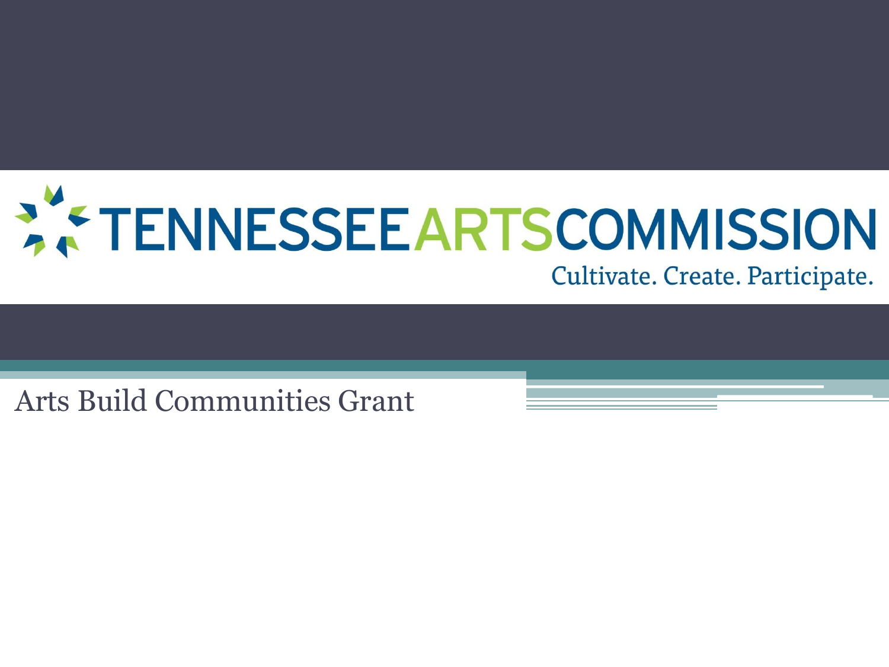# TENNESSEE ARTS COMMISSION

Cultivate. Create. Participate.

## Arts Build Communities Grant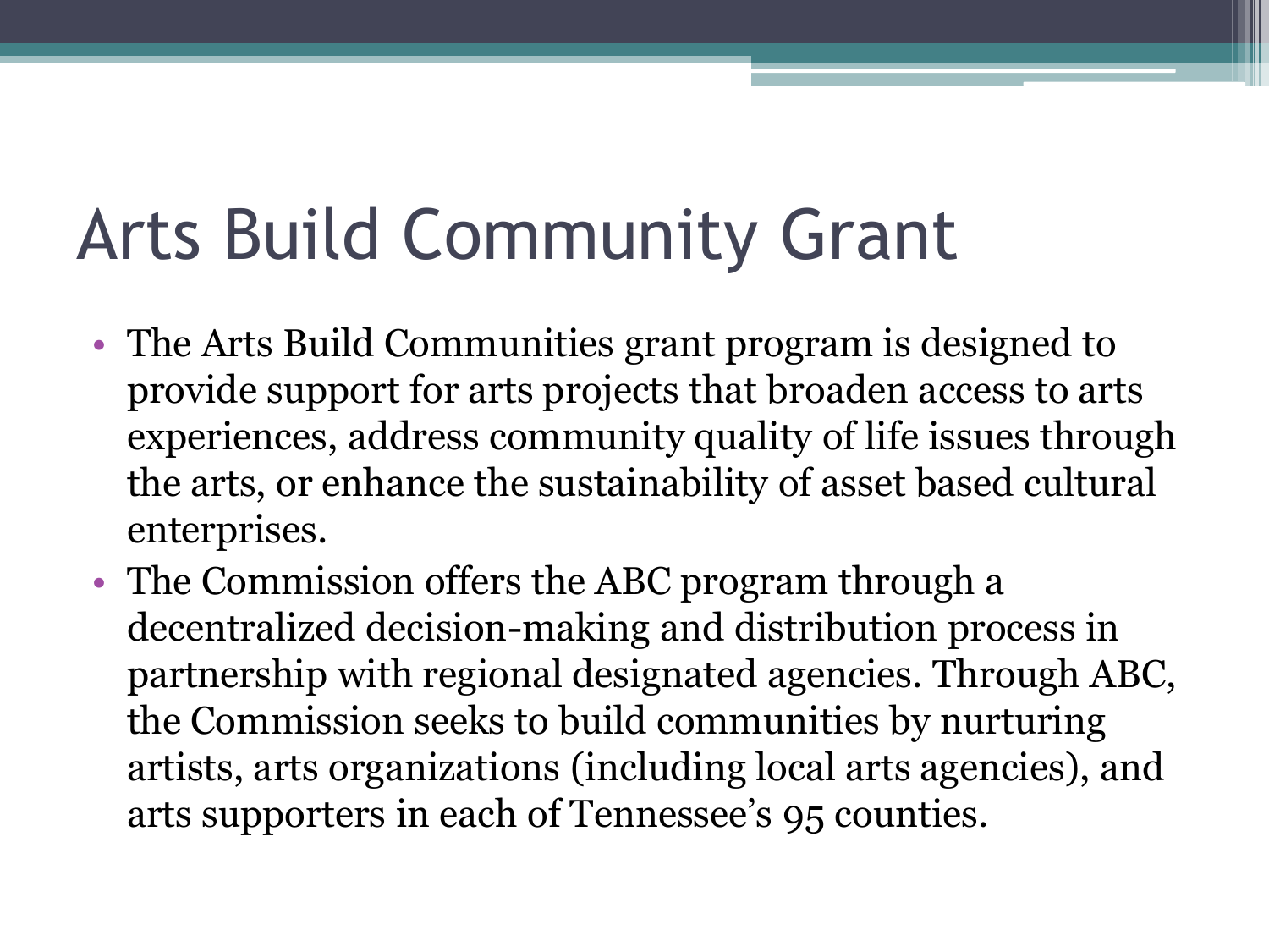# Arts Build Community Grant

- The Arts Build Communities grant program is designed to provide support for arts projects that broaden access to arts experiences, address community quality of life issues through the arts, or enhance the sustainability of asset based cultural enterprises.
- The Commission offers the ABC program through a decentralized decision-making and distribution process in partnership with regional designated agencies. Through ABC, the Commission seeks to build communities by nurturing artists, arts organizations (including local arts agencies), and arts supporters in each of Tennessee's 95 counties.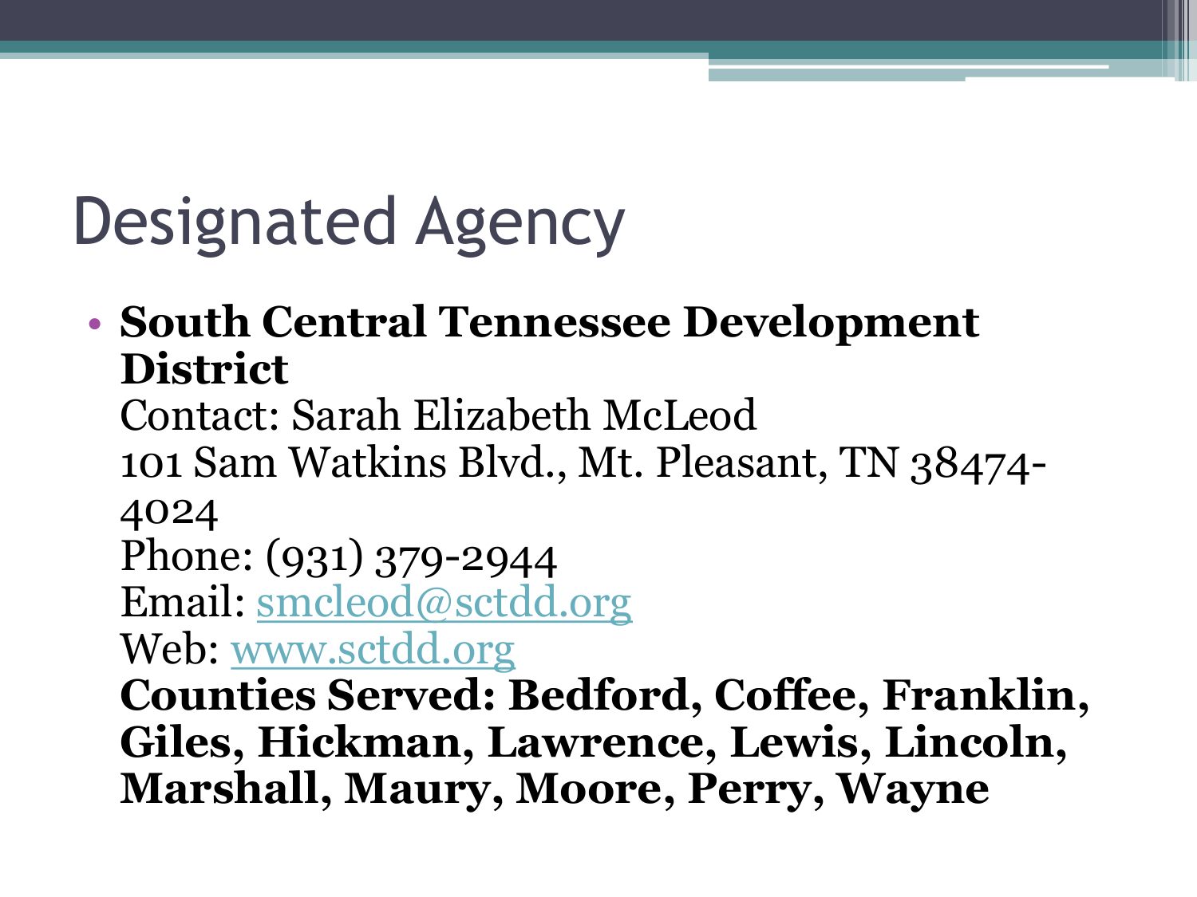# Designated Agency

- **South Central Tennessee Development District**
  Contact: Sarah Elizabeth McLeod
  101 Sam Watkins Blvd., Mt. Pleasant, TN 38474-4024
  Phone: (931) 379-2944
  Email: smcleod@sctdd.org
  Web: www.sctdd.org
  **Counties Served: Bedford, Coffee, Franklin, Giles, Hickman, Lawrence, Lewis, Lincoln, Marshall, Maury, Moore, Perry, Wayne**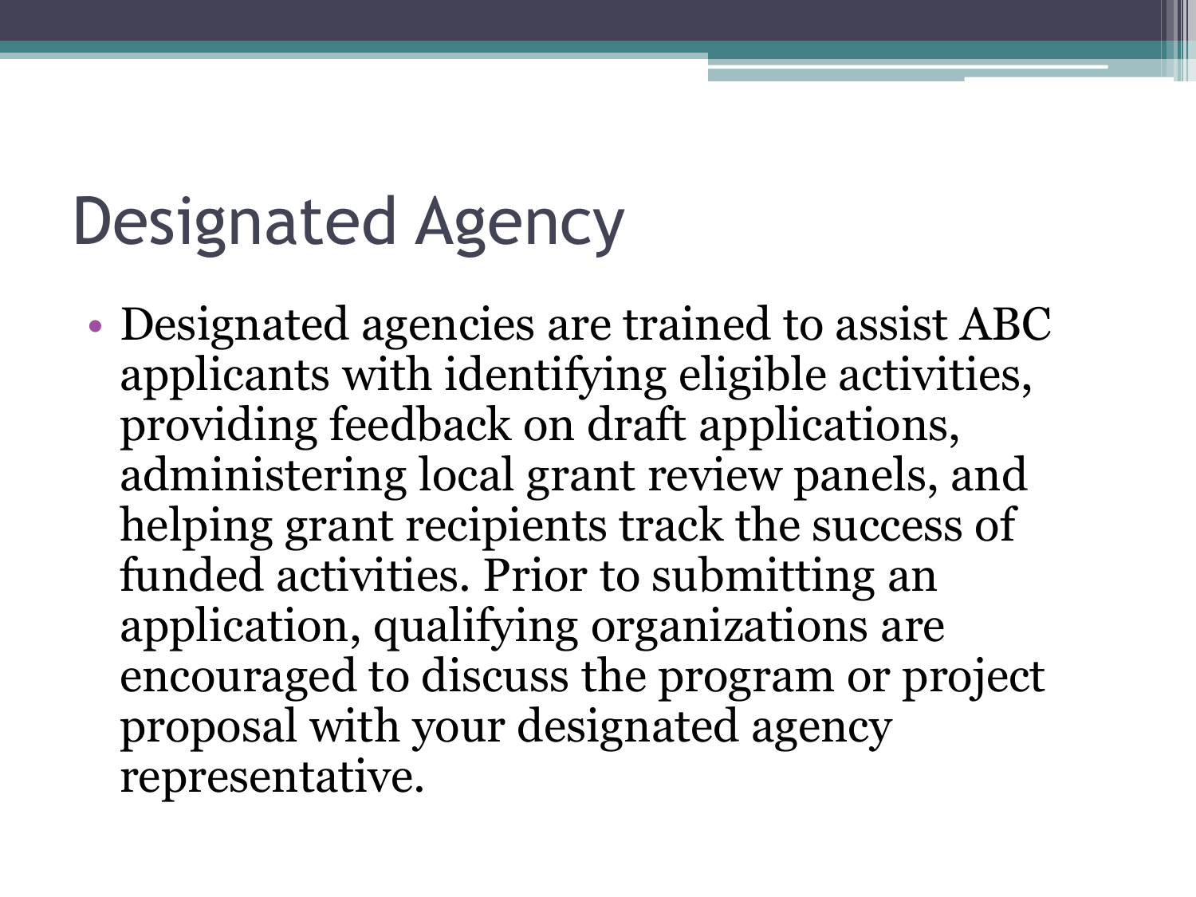# Designated Agency

- Designated agencies are trained to assist ABC applicants with identifying eligible activities, providing feedback on draft applications, administering local grant review panels, and helping grant recipients track the success of funded activities. Prior to submitting an application, qualifying organizations are encouraged to discuss the program or project proposal with your designated agency representative.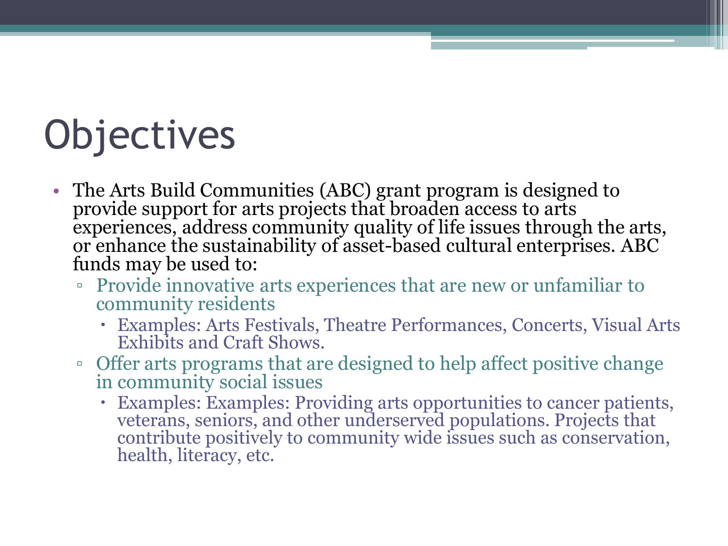# Objectives

- The Arts Build Communities (ABC) grant program is designed to provide support for arts projects that broaden access to arts experiences, address community quality of life issues through the arts, or enhance the sustainability of asset-based cultural enterprises. ABC funds may be used to:
  - Provide innovative arts experiences that are new or unfamiliar to community residents
    - Examples: Arts Festivals, Theatre Performances, Concerts, Visual Arts Exhibits and Craft Shows.
  - Offer arts programs that are designed to help affect positive change in community social issues
    - Examples: Examples: Providing arts opportunities to cancer patients, veterans, seniors, and other underserved populations. Projects that contribute positively to community wide issues such as conservation, health, literacy, etc.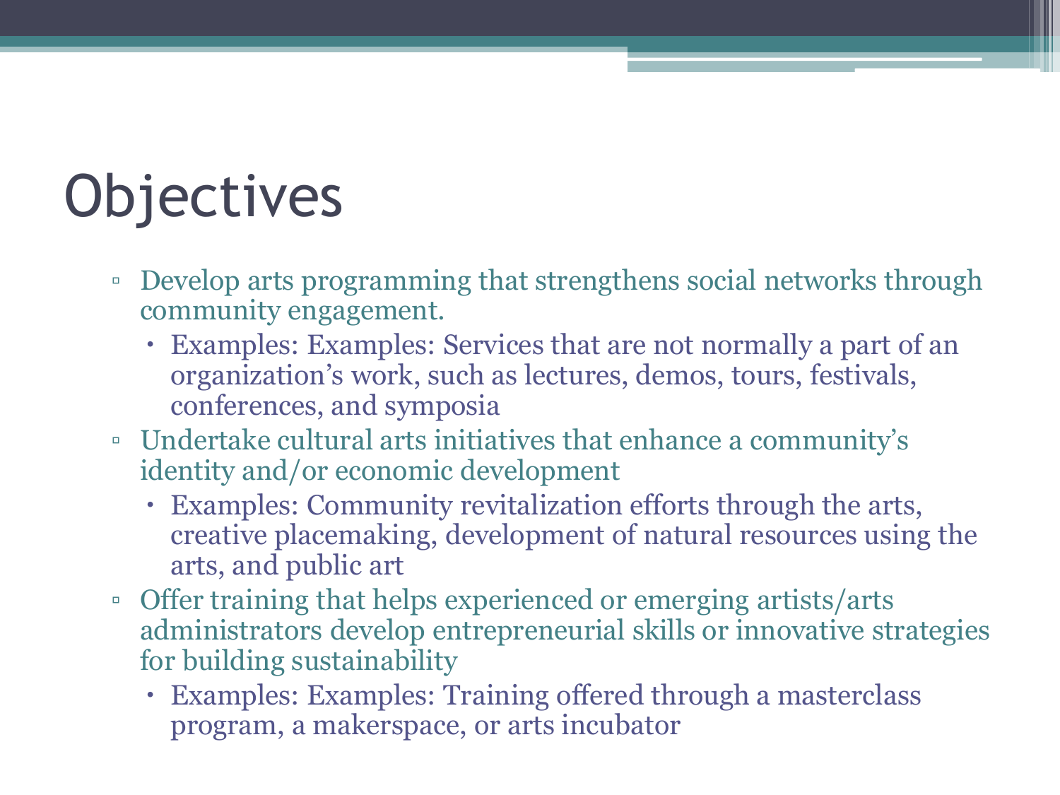# Objectives

- Develop arts programming that strengthens social networks through community engagement.
  - Examples: Examples: Services that are not normally a part of an organization’s work, such as lectures, demos, tours, festivals, conferences, and symposia
- Undertake cultural arts initiatives that enhance a community’s identity and/or economic development
  - Examples: Community revitalization efforts through the arts, creative placemaking, development of natural resources using the arts, and public art
- Offer training that helps experienced or emerging artists/arts administrators develop entrepreneurial skills or innovative strategies for building sustainability
  - Examples: Examples: Training offered through a masterclass program, a makerspace, or arts incubator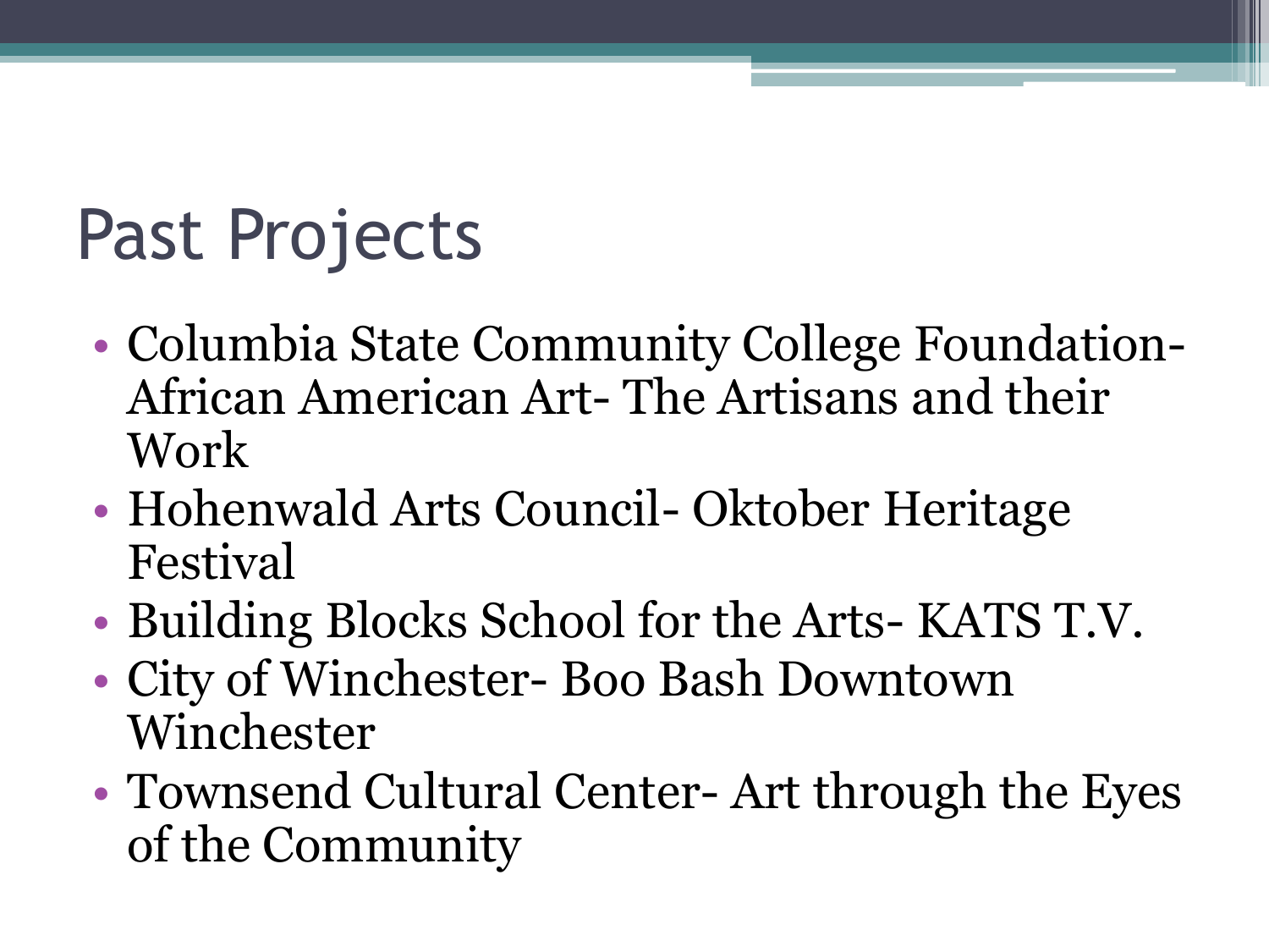# Past Projects

- Columbia State Community College Foundation- African American Art- The Artisans and their Work
- Hohenwald Arts Council- Oktober Heritage Festival
- Building Blocks School for the Arts- KATS T.V.
- City of Winchester- Boo Bash Downtown Winchester
- Townsend Cultural Center- Art through the Eyes of the Community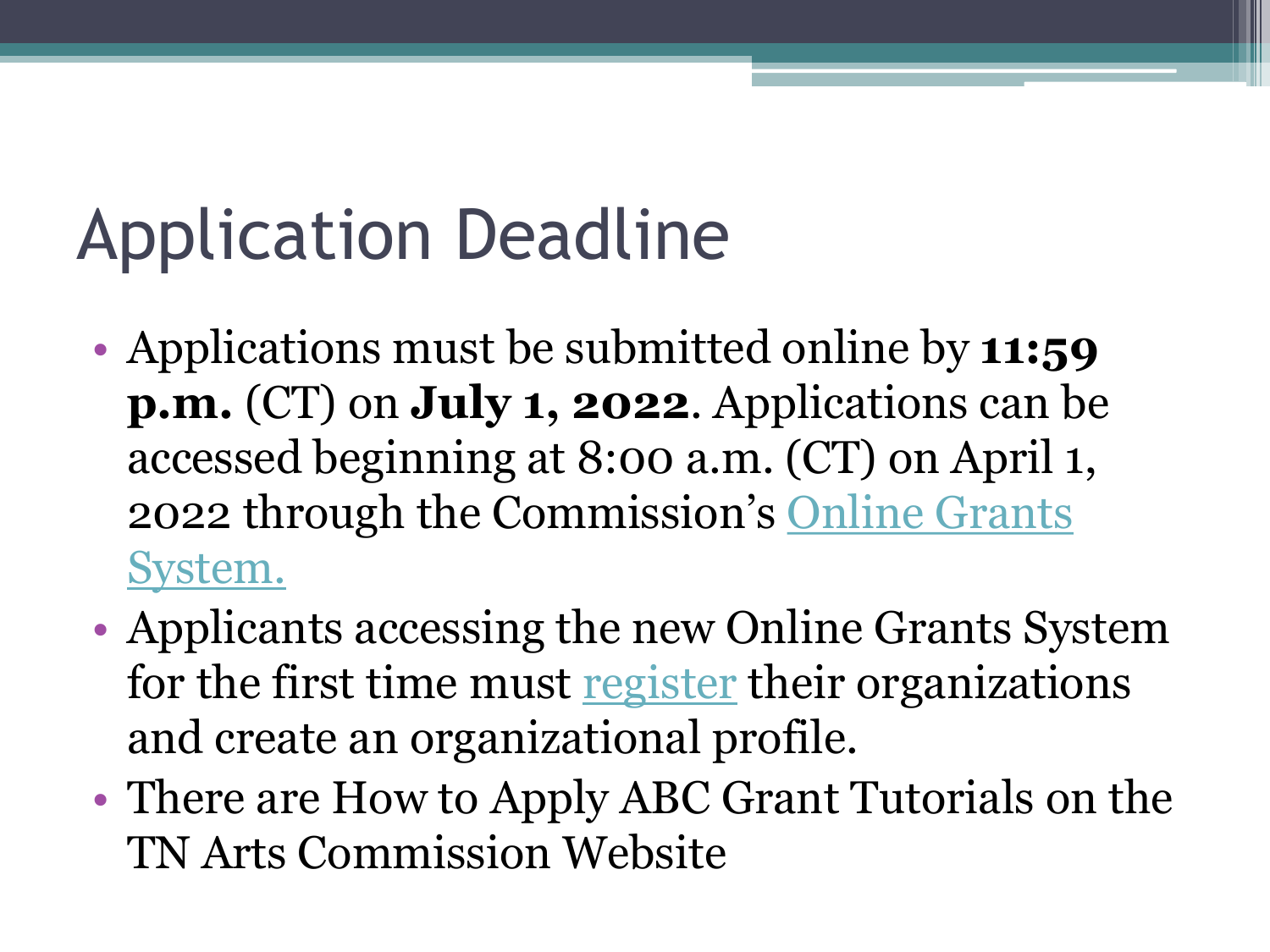# Application Deadline

- Applications must be submitted online by **11:59 p.m.** (CT) on **July 1, 2022**. Applications can be accessed beginning at 8:00 a.m. (CT) on April 1, 2022 through the Commission's Online Grants System.
- Applicants accessing the new Online Grants System for the first time must register their organizations and create an organizational profile.
- There are How to Apply ABC Grant Tutorials on the TN Arts Commission Website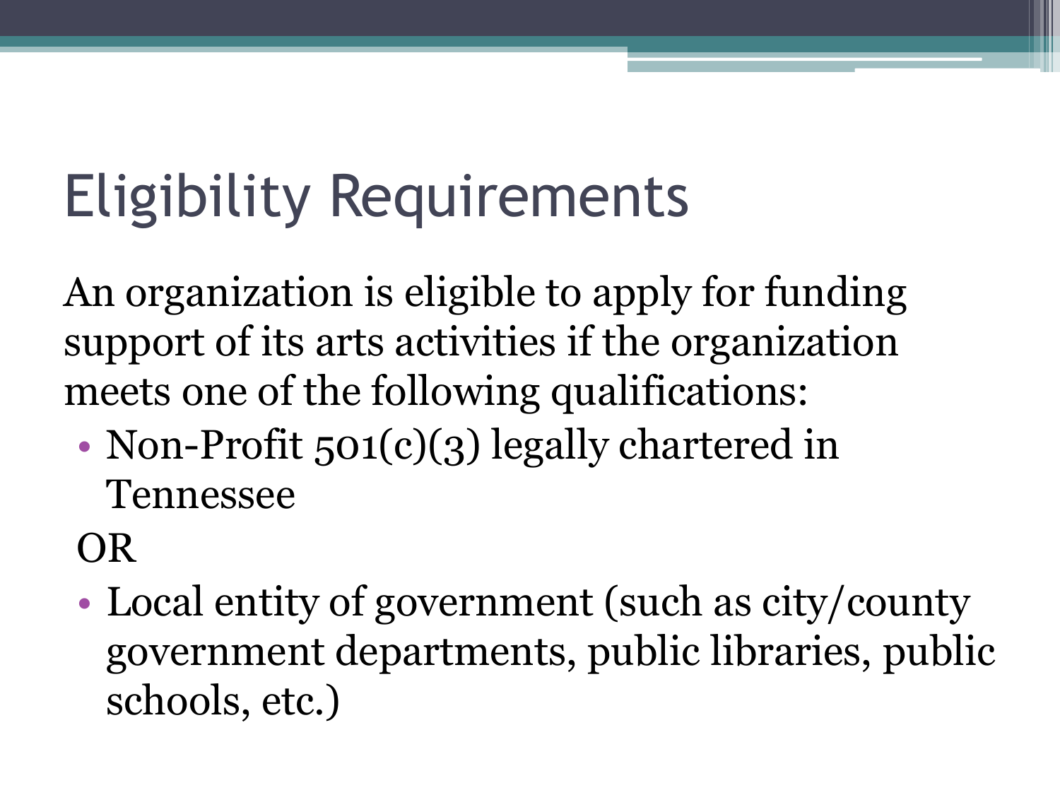# Eligibility Requirements

An organization is eligible to apply for funding support of its arts activities if the organization meets one of the following qualifications:

- Non-Profit 501(c)(3) legally chartered in Tennessee

OR

- Local entity of government (such as city/county government departments, public libraries, public schools, etc.)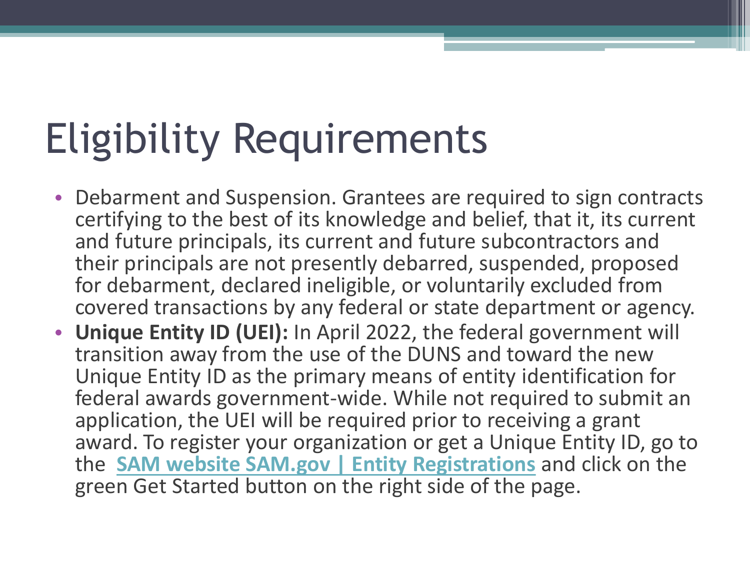# Eligibility Requirements

- Debarment and Suspension. Grantees are required to sign contracts certifying to the best of its knowledge and belief, that it, its current and future principals, its current and future subcontractors and their principals are not presently debarred, suspended, proposed for debarment, declared ineligible, or voluntarily excluded from covered transactions by any federal or state department or agency.
- **Unique Entity ID (UEI):** In April 2022, the federal government will transition away from the use of the DUNS and toward the new Unique Entity ID as the primary means of entity identification for federal awards government-wide. While not required to submit an application, the UEI will be required prior to receiving a grant award. To register your organization or get a Unique Entity ID, go to the **SAM website SAM.gov | Entity Registrations** and click on the green Get Started button on the right side of the page.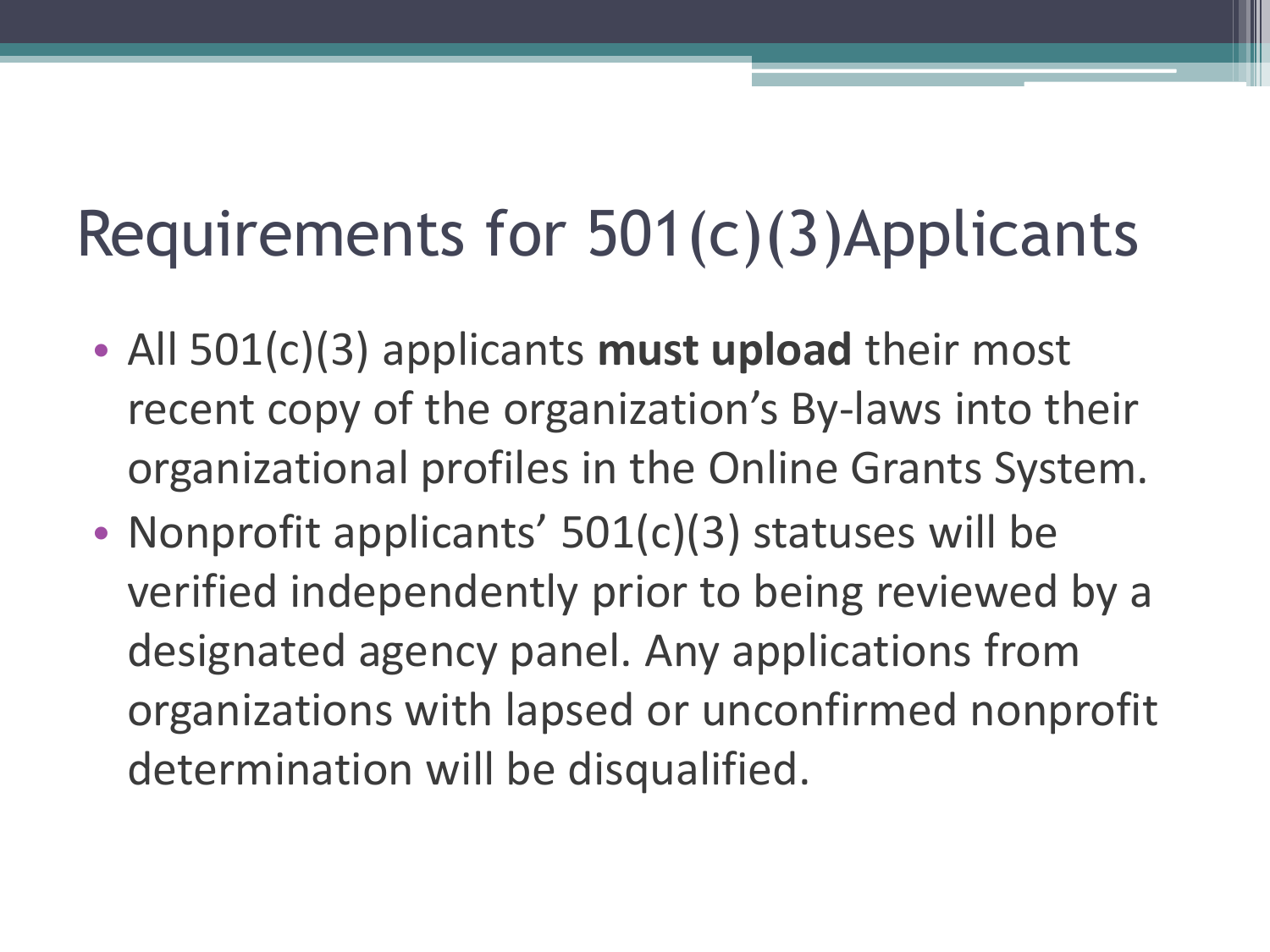# Requirements for 501(c)(3)Applicants

- All 501(c)(3) applicants **must upload** their most recent copy of the organization's By-laws into their organizational profiles in the Online Grants System.
- Nonprofit applicants' 501(c)(3) statuses will be verified independently prior to being reviewed by a designated agency panel. Any applications from organizations with lapsed or unconfirmed nonprofit determination will be disqualified.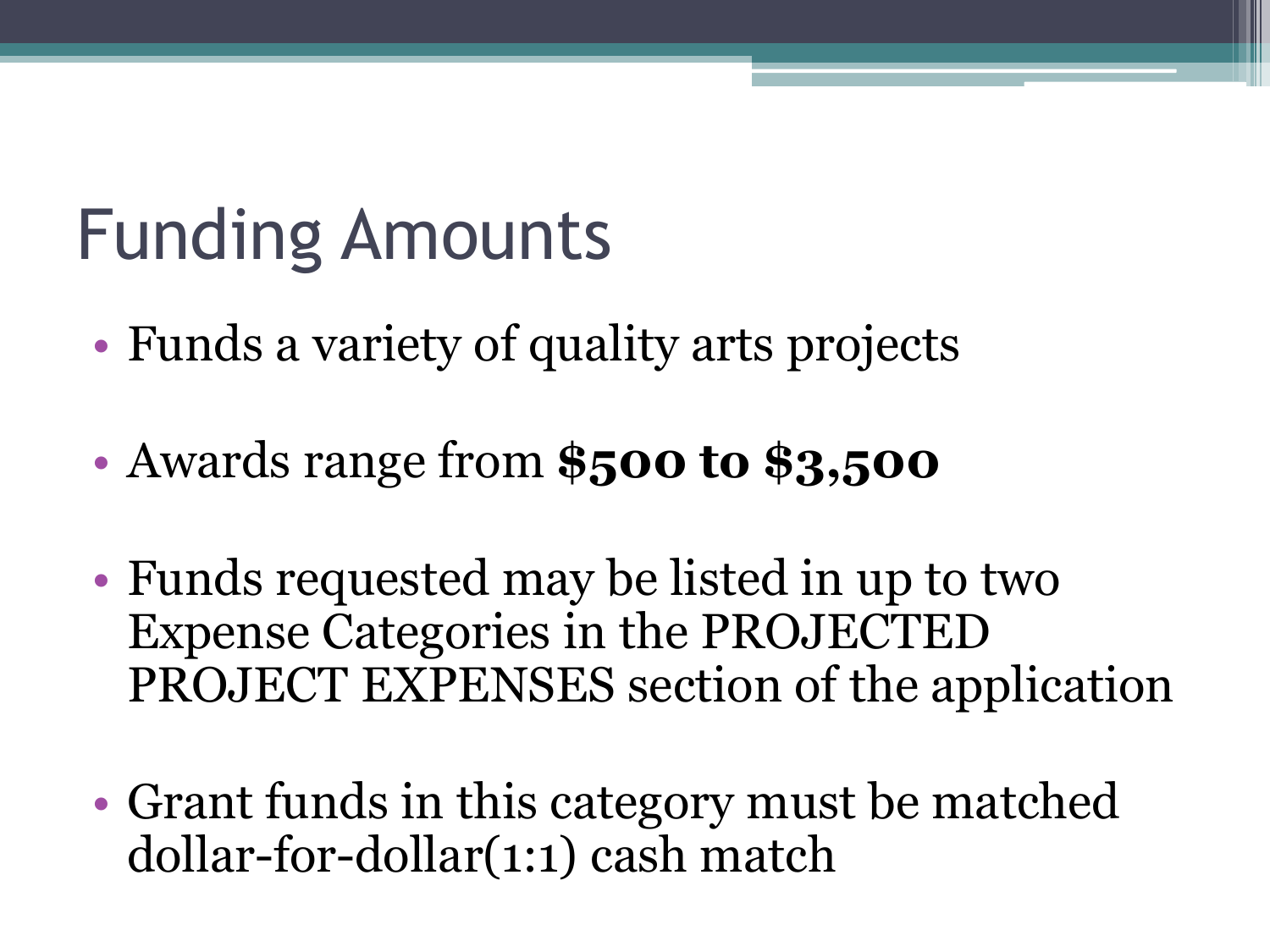# Funding Amounts

- Funds a variety of quality arts projects
- Awards range from **$500 to $3,500**
- Funds requested may be listed in up to two Expense Categories in the PROJECTED PROJECT EXPENSES section of the application
- Grant funds in this category must be matched dollar-for-dollar(1:1) cash match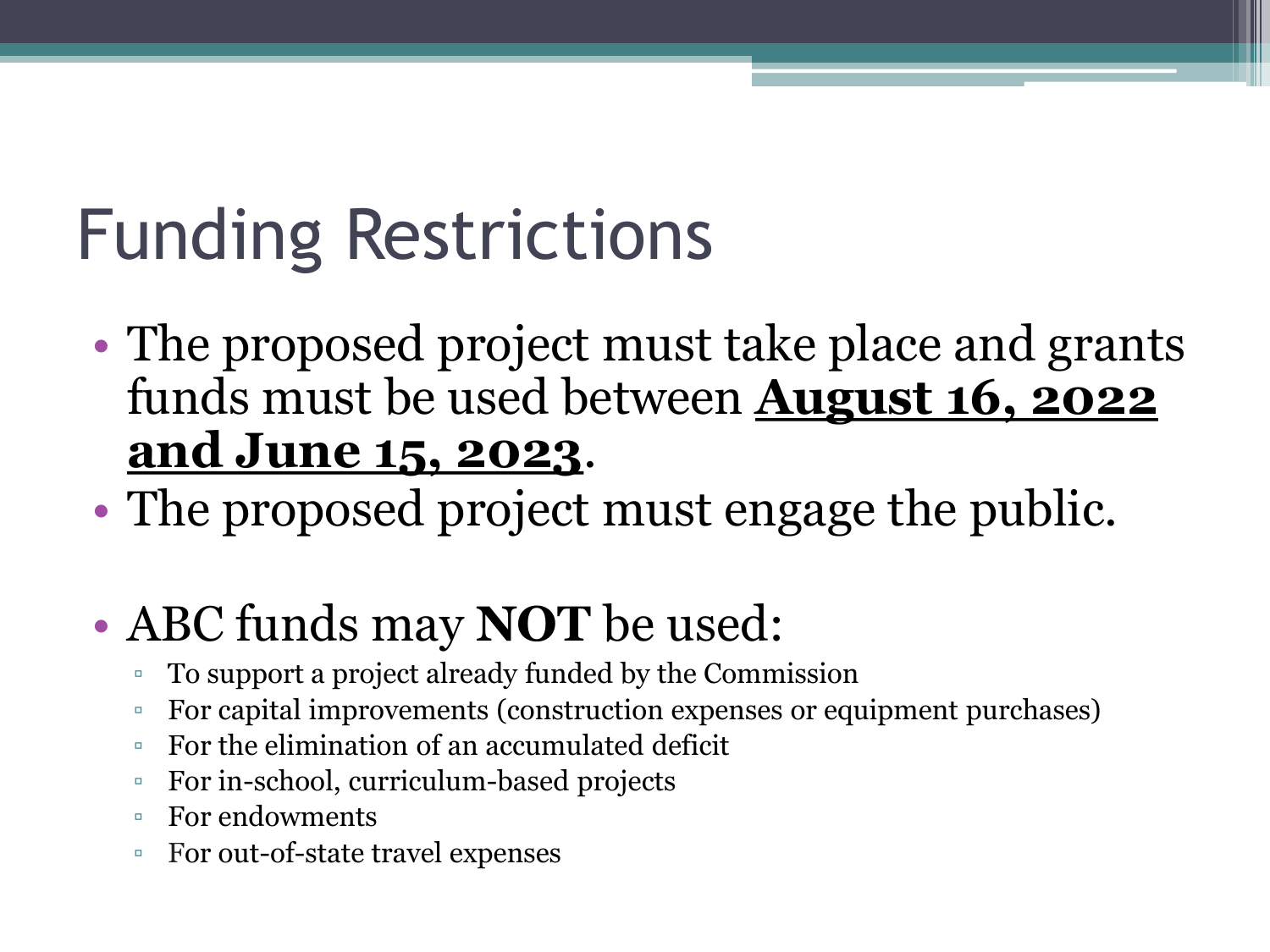# Funding Restrictions

- The proposed project must take place and grants funds must be used between **August 16, 2022 and June 15, 2023**.
- The proposed project must engage the public.

- ABC funds may **NOT** be used:
  - To support a project already funded by the Commission
  - For capital improvements (construction expenses or equipment purchases)
  - For the elimination of an accumulated deficit
  - For in-school, curriculum-based projects
  - For endowments
  - For out-of-state travel expenses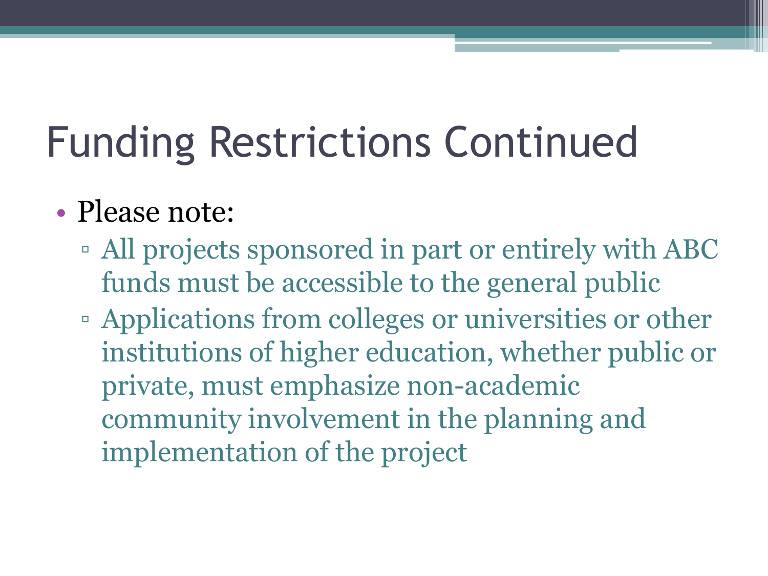# Funding Restrictions Continued

- Please note:
  - All projects sponsored in part or entirely with ABC funds must be accessible to the general public
  - Applications from colleges or universities or other institutions of higher education, whether public or private, must emphasize non-academic community involvement in the planning and implementation of the project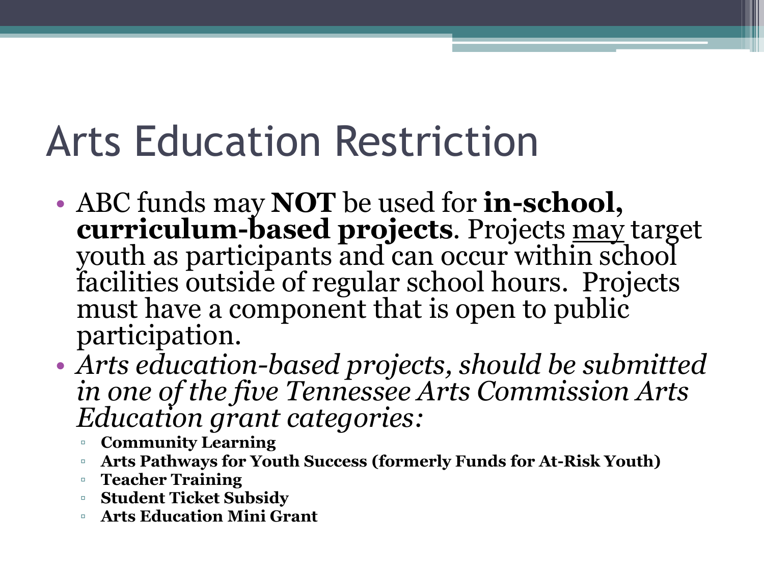# Arts Education Restriction

- ABC funds may **NOT** be used for **in-school, curriculum-based projects**. Projects <u>may</u> target youth as participants and can occur within school facilities outside of regular school hours. Projects must have a component that is open to public participation.
- *Arts education-based projects, should be submitted in one of the five Tennessee Arts Commission Arts Education grant categories:*
  - **Community Learning**
  - **Arts Pathways for Youth Success (formerly Funds for At-Risk Youth)**
  - **Teacher Training**
  - **Student Ticket Subsidy**
  - **Arts Education Mini Grant**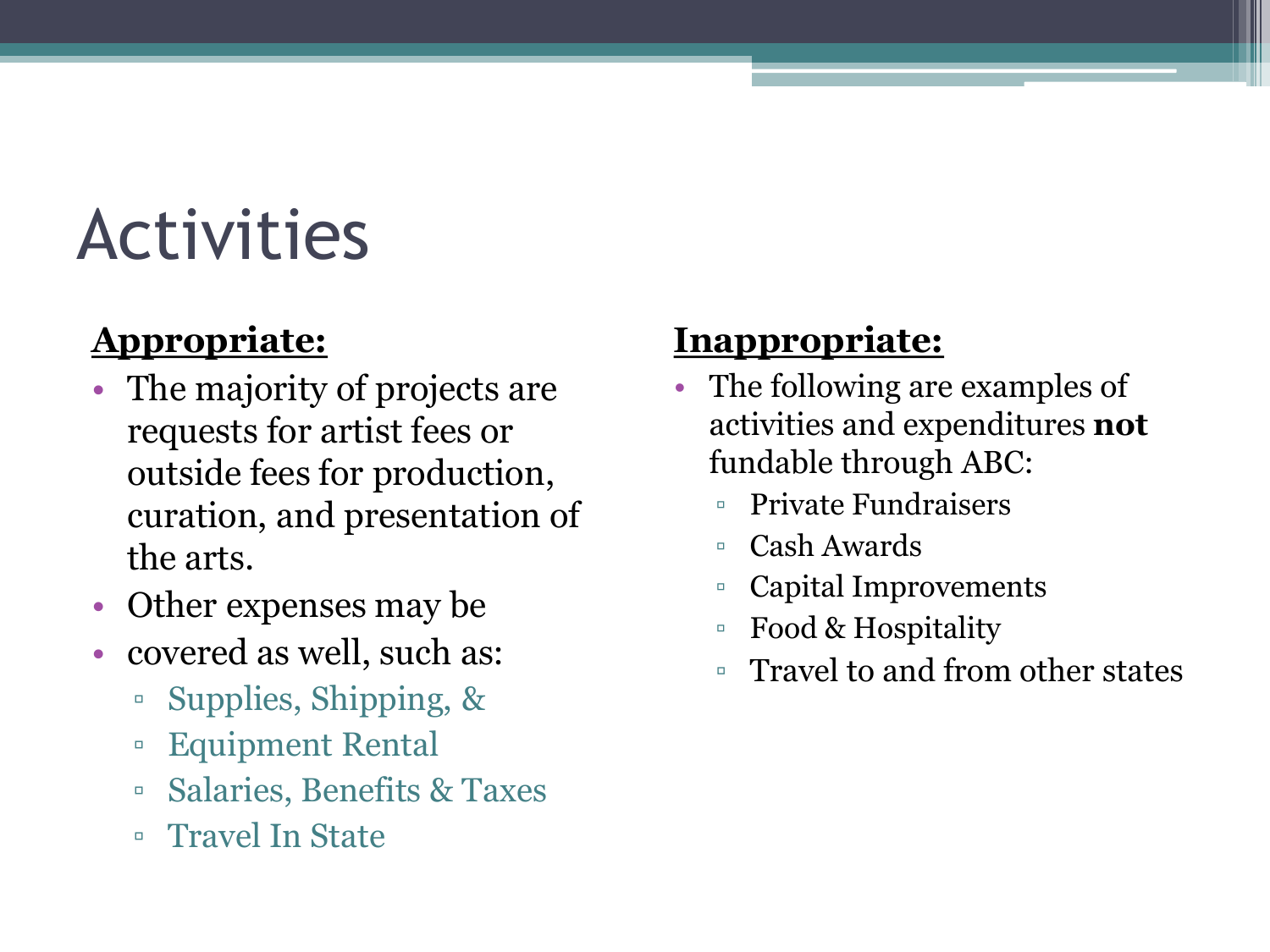# Activities

**Appropriate:**

- The majority of projects are requests for artist fees or outside fees for production, curation, and presentation of the arts.
- Other expenses may be
- covered as well, such as:
  - Supplies, Shipping, &
  - Equipment Rental
  - Salaries, Benefits & Taxes
  - Travel In State

**Inappropriate:**

- The following are examples of activities and expenditures **not** fundable through ABC:
  - Private Fundraisers
  - Cash Awards
  - Capital Improvements
  - Food & Hospitality
  - Travel to and from other states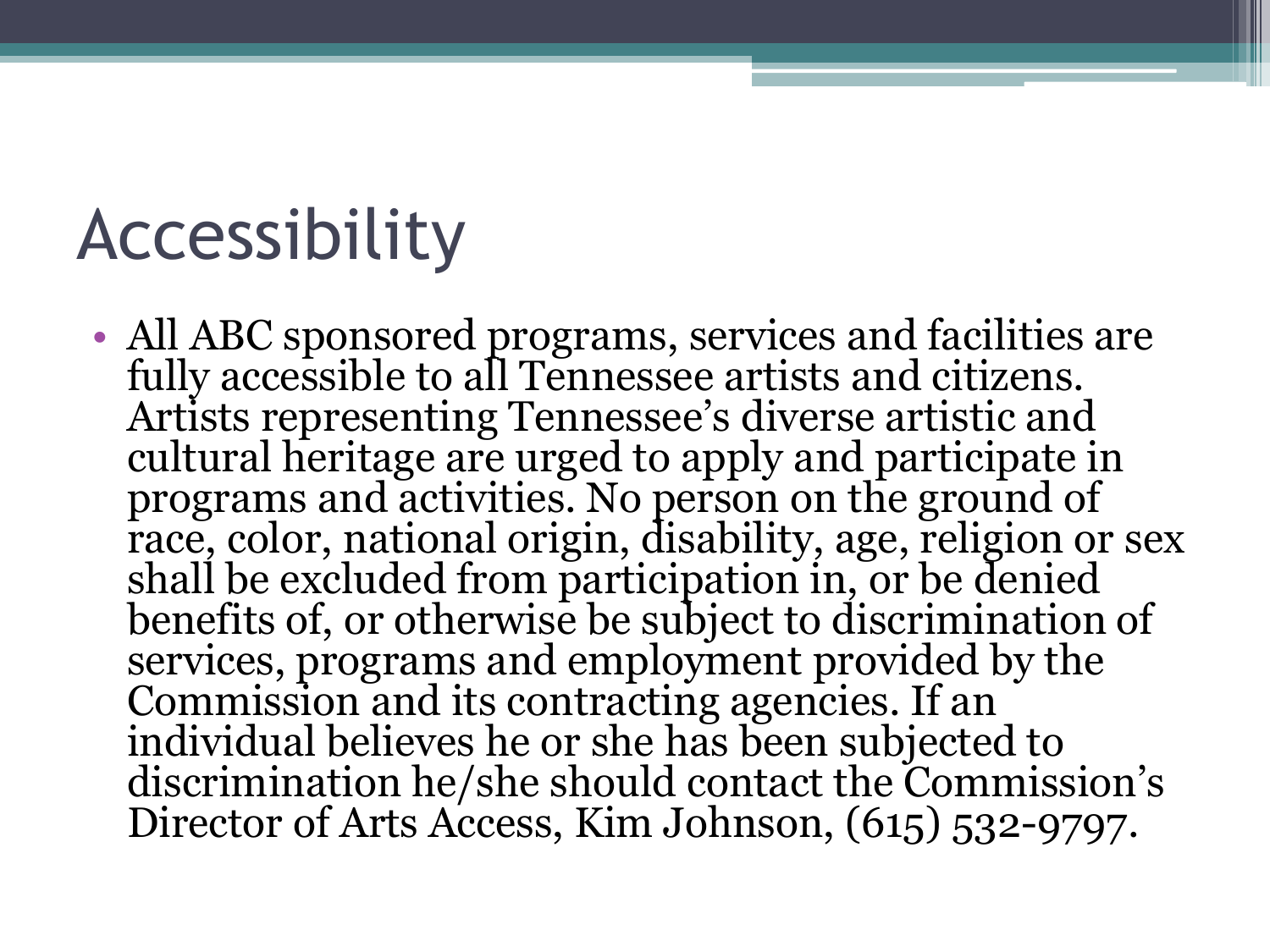# Accessibility

- All ABC sponsored programs, services and facilities are fully accessible to all Tennessee artists and citizens. Artists representing Tennessee's diverse artistic and cultural heritage are urged to apply and participate in programs and activities. No person on the ground of race, color, national origin, disability, age, religion or sex shall be excluded from participation in, or be denied benefits of, or otherwise be subject to discrimination of services, programs and employment provided by the Commission and its contracting agencies. If an individual believes he or she has been subjected to discrimination he/she should contact the Commission's Director of Arts Access, Kim Johnson, (615) 532-9797.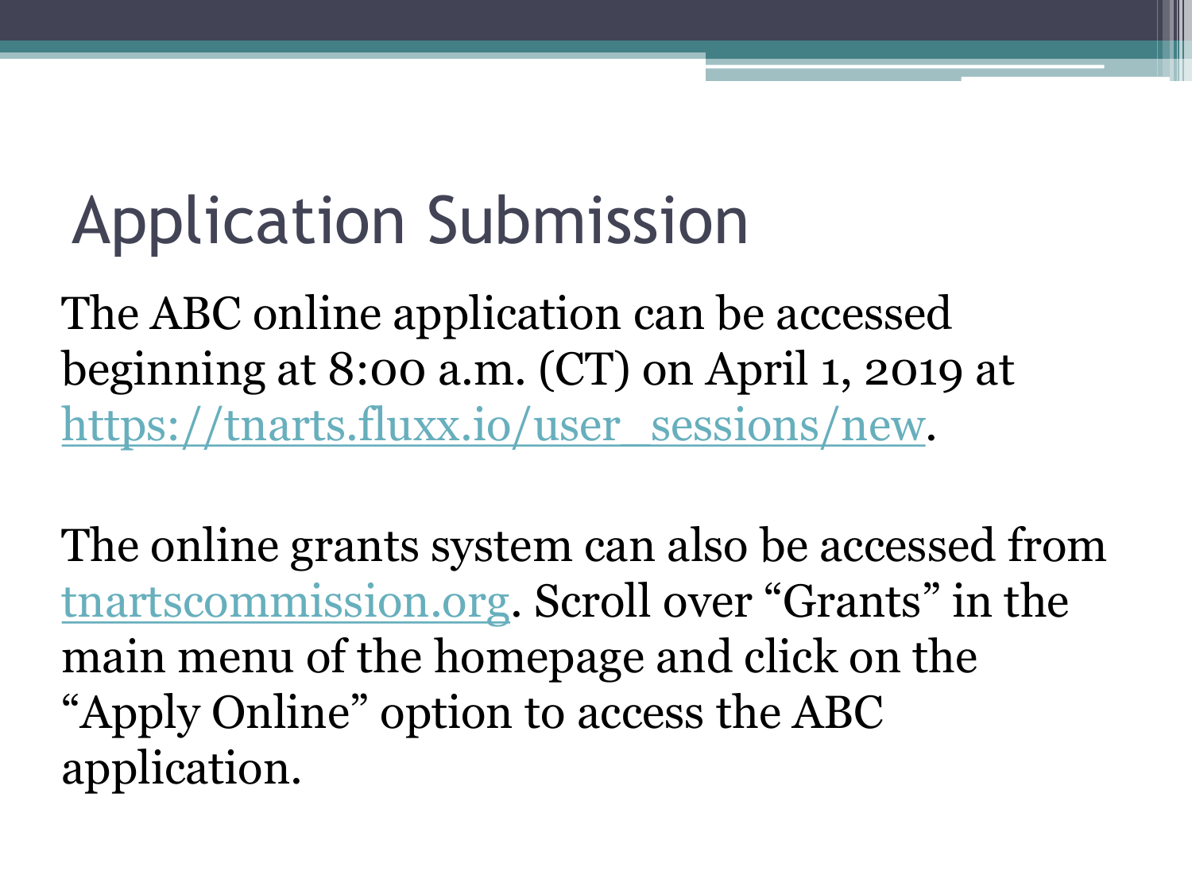# Application Submission

The ABC online application can be accessed beginning at 8:00 a.m. (CT) on April 1, 2019 at https://tnarts.fluxx.io/user_sessions/new.

The online grants system can also be accessed from tnartscommission.org. Scroll over "Grants" in the main menu of the homepage and click on the "Apply Online" option to access the ABC application.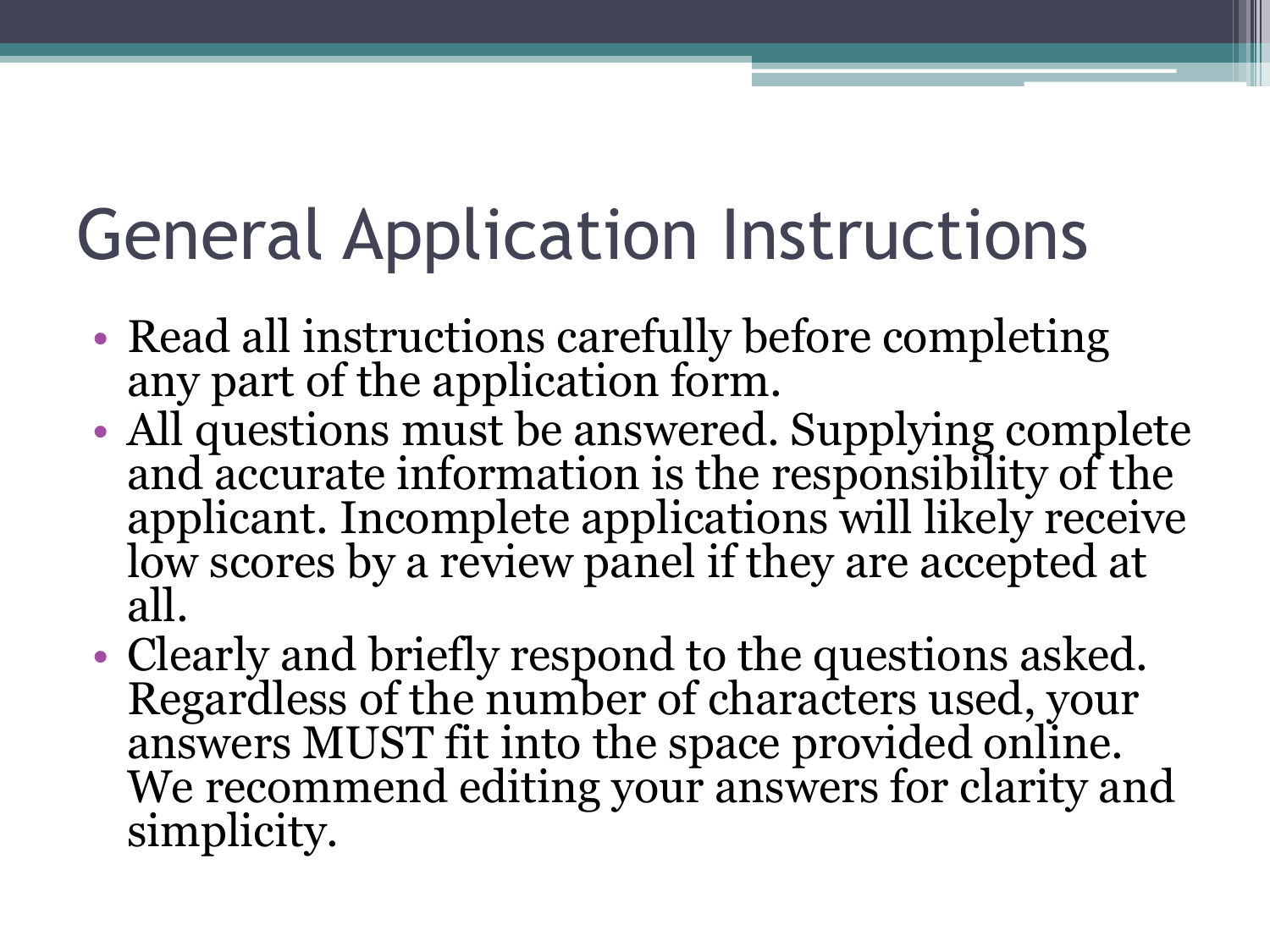# General Application Instructions

- Read all instructions carefully before completing any part of the application form.
- All questions must be answered. Supplying complete and accurate information is the responsibility of the applicant. Incomplete applications will likely receive low scores by a review panel if they are accepted at all.
- Clearly and briefly respond to the questions asked. Regardless of the number of characters used, your answers MUST fit into the space provided online. We recommend editing your answers for clarity and simplicity.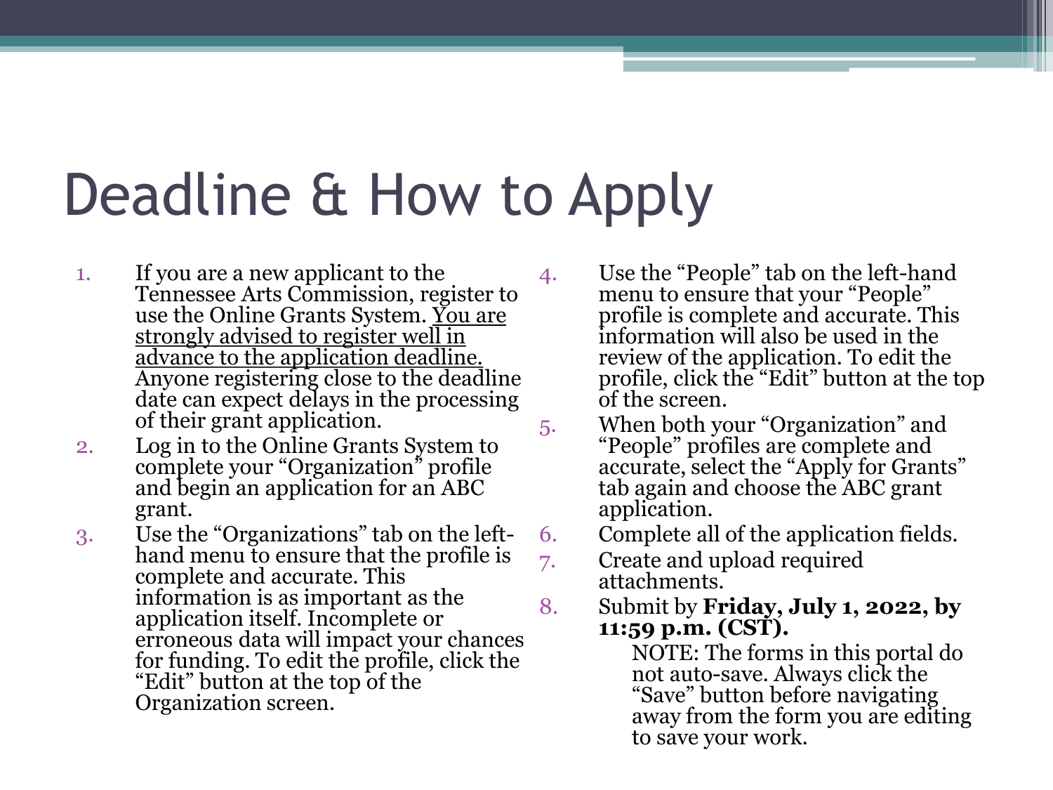# Deadline & How to Apply

1. If you are a new applicant to the Tennessee Arts Commission, register to use the Online Grants System. <u>You are strongly advised to register well in advance to the application deadline.</u> Anyone registering close to the deadline date can expect delays in the processing of their grant application.
2. Log in to the Online Grants System to complete your "Organization" profile and begin an application for an ABC grant.
3. Use the "Organizations" tab on the left-hand menu to ensure that the profile is complete and accurate. This information is as important as the application itself. Incomplete or erroneous data will impact your chances for funding. To edit the profile, click the "Edit" button at the top of the Organization screen.
4. Use the "People" tab on the left-hand menu to ensure that your "People" profile is complete and accurate. This information will also be used in the review of the application. To edit the profile, click the "Edit" button at the top of the screen.
5. When both your "Organization" and "People" profiles are complete and accurate, select the "Apply for Grants" tab again and choose the ABC grant application.
6. Complete all of the application fields.
7. Create and upload required attachments.
8. Submit by **Friday, July 1, 2022, by 11:59 p.m. (CST).**

   NOTE: The forms in this portal do not auto-save. Always click the "Save" button before navigating away from the form you are editing to save your work.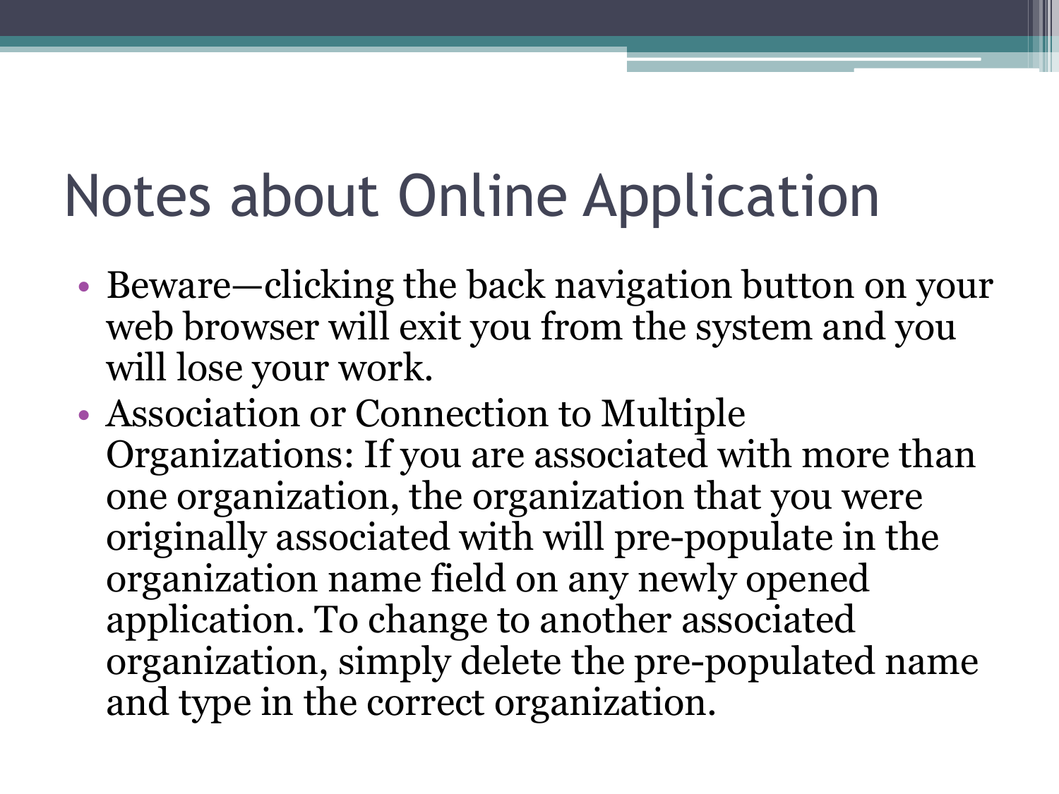# Notes about Online Application

- Beware—clicking the back navigation button on your web browser will exit you from the system and you will lose your work.
- Association or Connection to Multiple Organizations: If you are associated with more than one organization, the organization that you were originally associated with will pre-populate in the organization name field on any newly opened application. To change to another associated organization, simply delete the pre-populated name and type in the correct organization.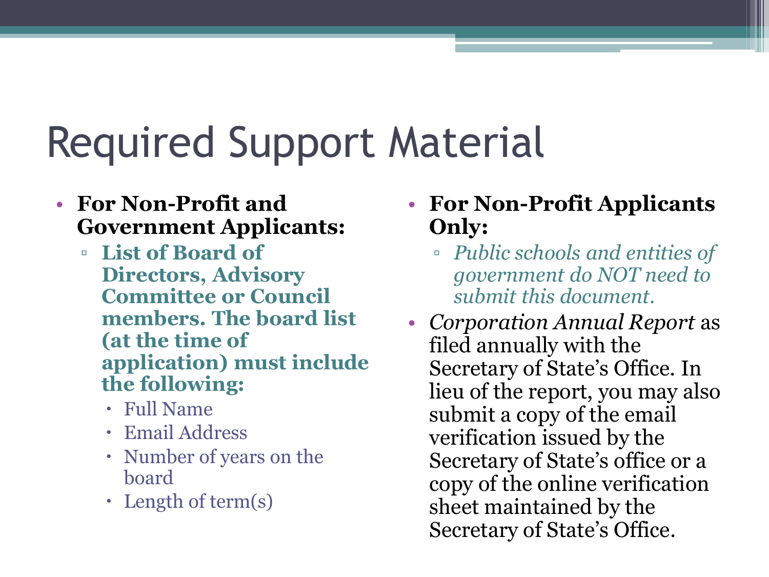# Required Support Material

- **For Non-Profit and Government Applicants:**
  - **List of Board of Directors, Advisory Committee or Council members. The board list (at the time of application) must include the following:**
    - Full Name
    - Email Address
    - Number of years on the board
    - Length of term(s)

- **For Non-Profit Applicants Only:**
  - *Public schools and entities of government do NOT need to submit this document.*
- *Corporation Annual Report* as filed annually with the Secretary of State's Office. In lieu of the report, you may also submit a copy of the email verification issued by the Secretary of State's office or a copy of the online verification sheet maintained by the Secretary of State's Office.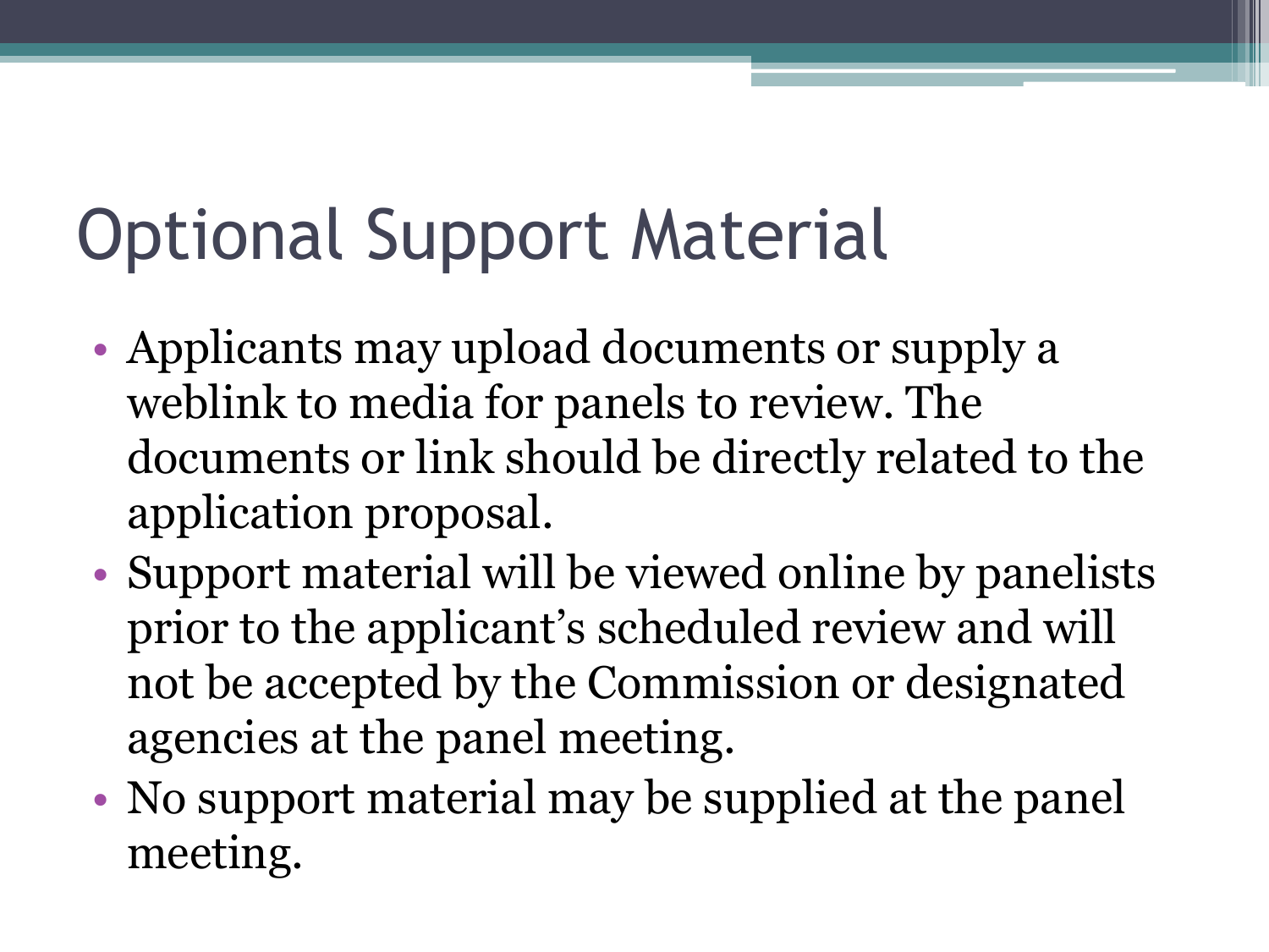# Optional Support Material

- Applicants may upload documents or supply a weblink to media for panels to review. The documents or link should be directly related to the application proposal.
- Support material will be viewed online by panelists prior to the applicant's scheduled review and will not be accepted by the Commission or designated agencies at the panel meeting.
- No support material may be supplied at the panel meeting.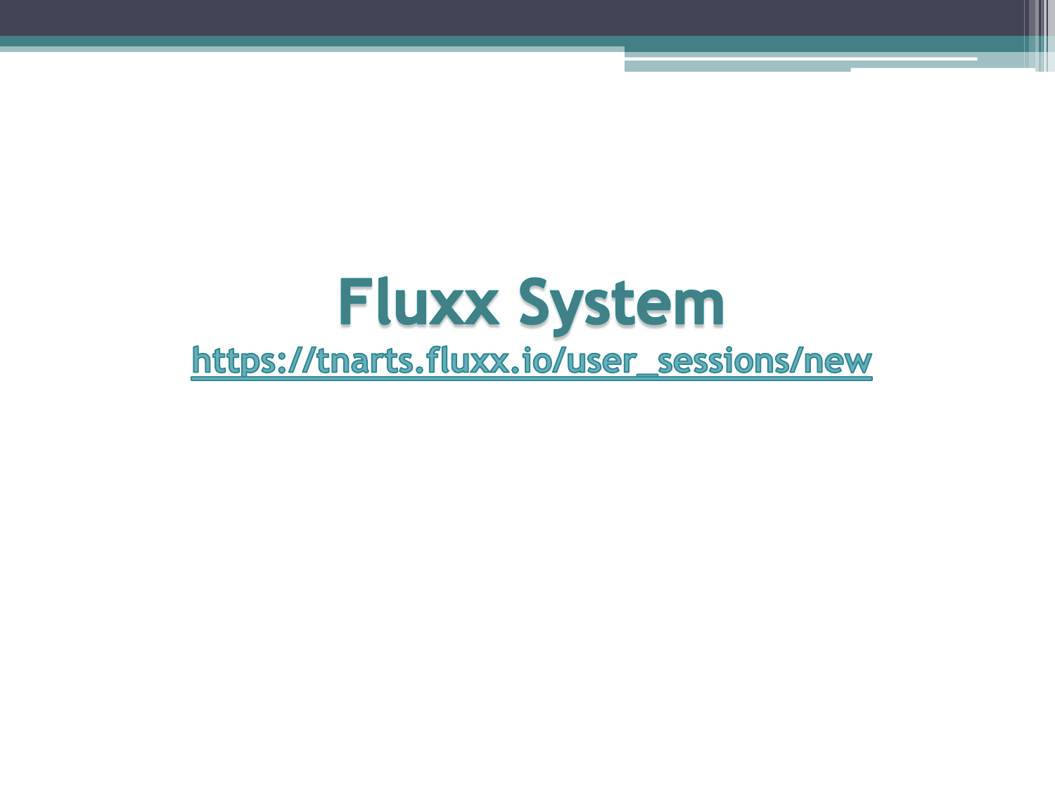# Fluxx System

https://tnarts.fluxx.io/user_sessions/new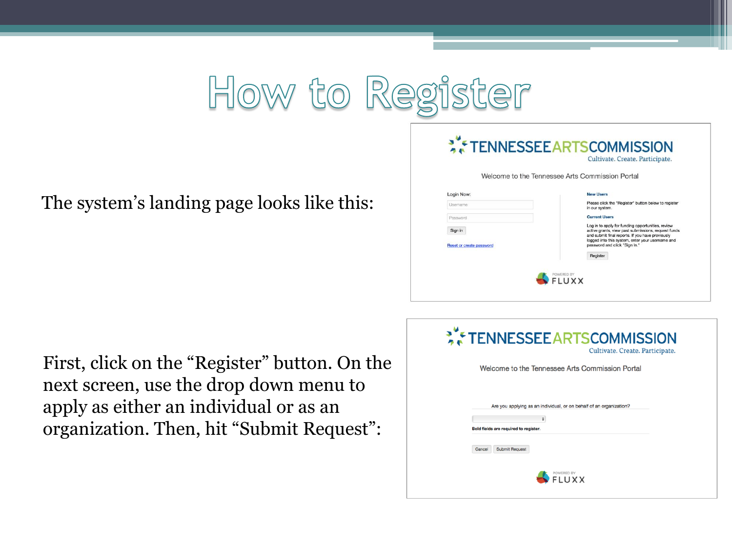# How to Register

The system's landing page looks like this:

First, click on the "Register" button. On the next screen, use the drop down menu to apply as either an individual or as an organization. Then, hit "Submit Request":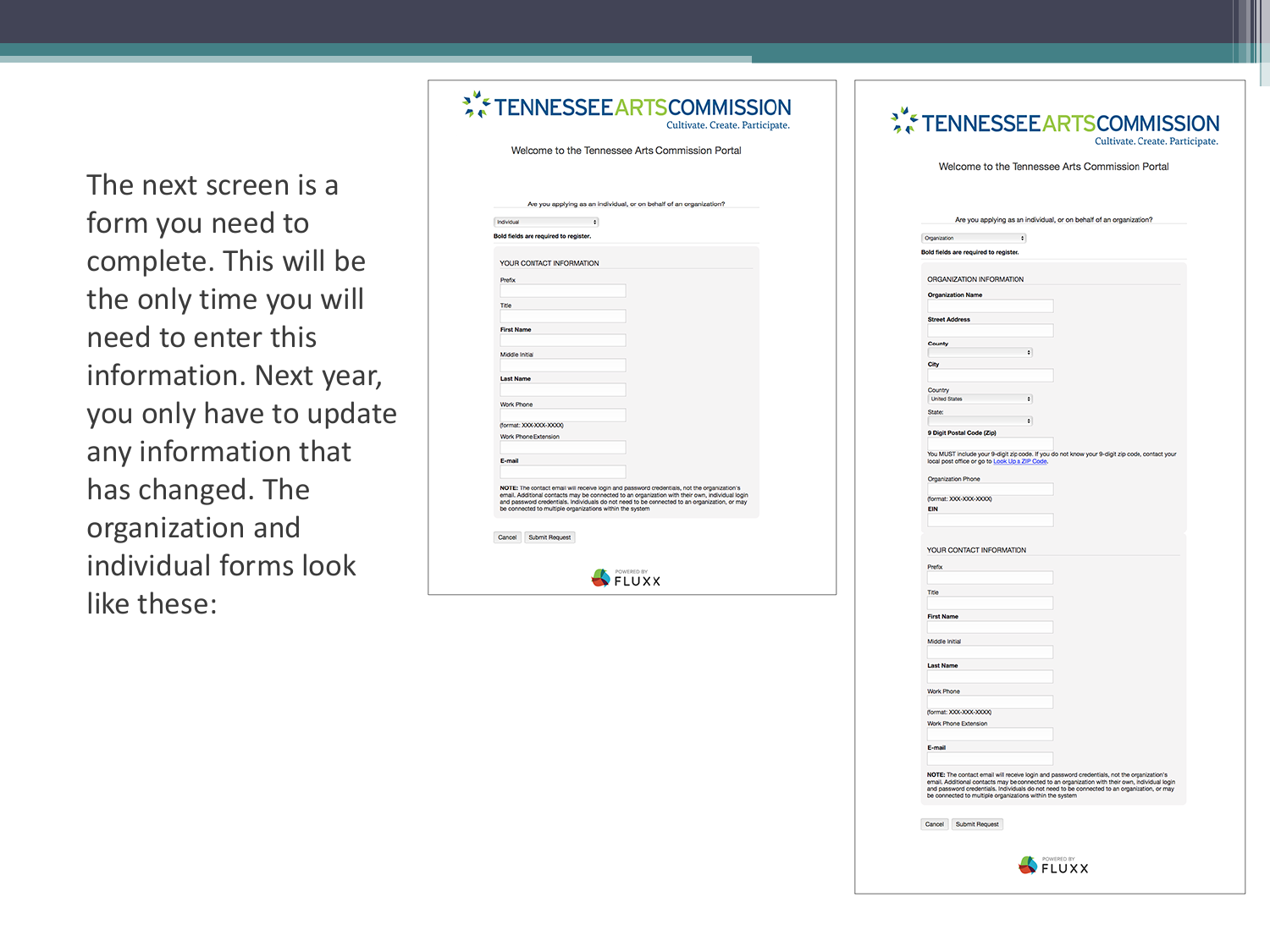The next screen is a form you need to complete. This will be the only time you will need to enter this information. Next year, you only have to update any information that has changed. The organization and individual forms look like these:

**TENNESSEE ARTS COMMISSION**
Cultivate. Create. Participate.

Welcome to the Tennessee Arts Commission Portal

Are you applying as an individual, or on behalf of an organization?

Individual

**Bold fields are required to register.**

YOUR CONTACT INFORMATION

Prefix

Title

**First Name**

Middle Initial

**Last Name**

Work Phone

(format: XXX-XXX-XXXX)

Work Phone Extension

**E-mail**

**NOTE:** The contact email will receive login and password credentials, not the organization's email. Additional contacts may be connected to an organization with their own, individual login and password credentials. Individuals do not need to be connected to an organization, or may be connected to multiple organizations within the system

Cancel | Submit Request

POWERED BY FLUXX

**TENNESSEE ARTS COMMISSION**
Cultivate. Create. Participate.

Welcome to the Tennessee Arts Commission Portal

Are you applying as an individual, or on behalf of an organization?

Organization

**Bold fields are required to register.**

ORGANIZATION INFORMATION

**Organization Name**

**Street Address**

**County**

**City**

Country

United States

State:

**9 Digit Postal Code (Zip)**

You MUST include your 9-digit zip code. If you do not know your 9-digit zip code, contact your local post office or go to Look Up a ZIP Code.

Organization Phone

(format: XXX-XXX-XXXX)

**EIN**

YOUR CONTACT INFORMATION

Prefix

Title

**First Name**

Middle Initial

**Last Name**

Work Phone

(format: XXX-XXX-XXXX)

Work Phone Extension

**E-mail**

**NOTE:** The contact email will receive login and password credentials, not the organization's email. Additional contacts may be connected to an organization with their own, individual login and password credentials. Individuals do not need to be connected to an organization, or may be connected to multiple organizations within the system

Cancel | Submit Request

POWERED BY FLUXX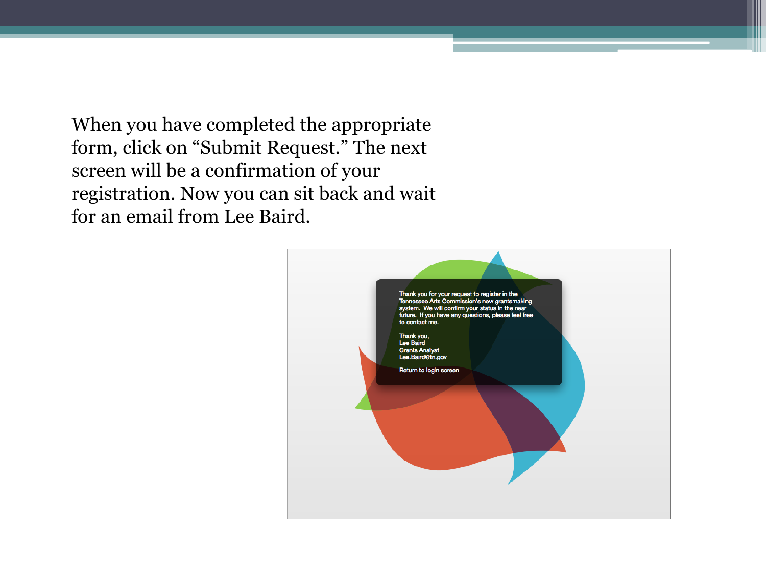When you have completed the appropriate form, click on "Submit Request." The next screen will be a confirmation of your registration. Now you can sit back and wait for an email from Lee Baird.

Thank you for your request to register in the Tennessee Arts Commission's new grantsmaking system. We will confirm your status in the near future. If you have any questions, please feel free to contact me.

Thank you,
Lee Baird
Grants Analyst
Lee.Baird@tn.gov

Return to login screen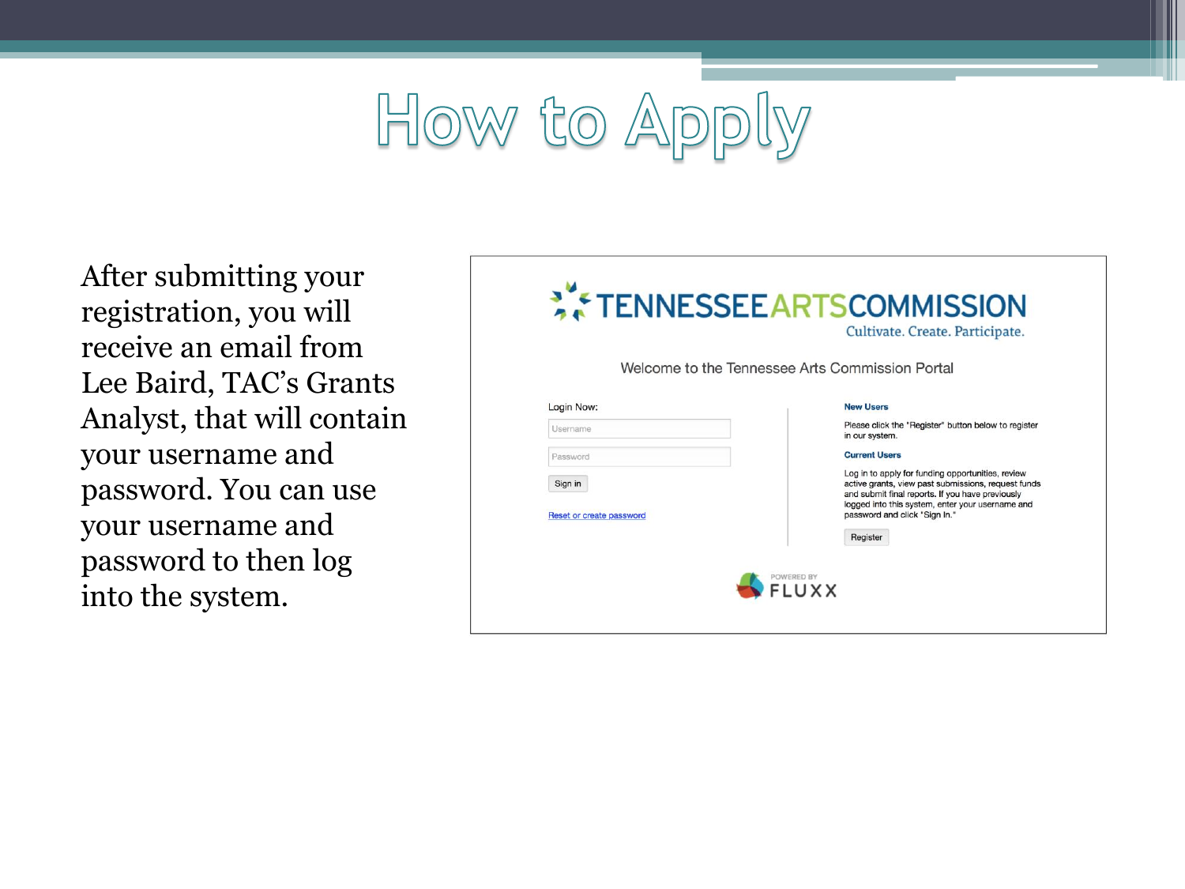# How to Apply

After submitting your registration, you will receive an email from Lee Baird, TAC's Grants Analyst, that will contain your username and password. You can use your username and password to then log into the system.

TENNESSEE ARTS COMMISSION

Cultivate. Create. Participate.

Welcome to the Tennessee Arts Commission Portal

Login Now:

Username

Password

Sign in

Reset or create password

**New Users**

Please click the "Register" button below to register in our system.

**Current Users**

Log in to apply for funding opportunities, review active grants, view past submissions, request funds and submit final reports. If you have previously logged into this system, enter your username and password and click "Sign In."

Register

POWERED BY FLUXX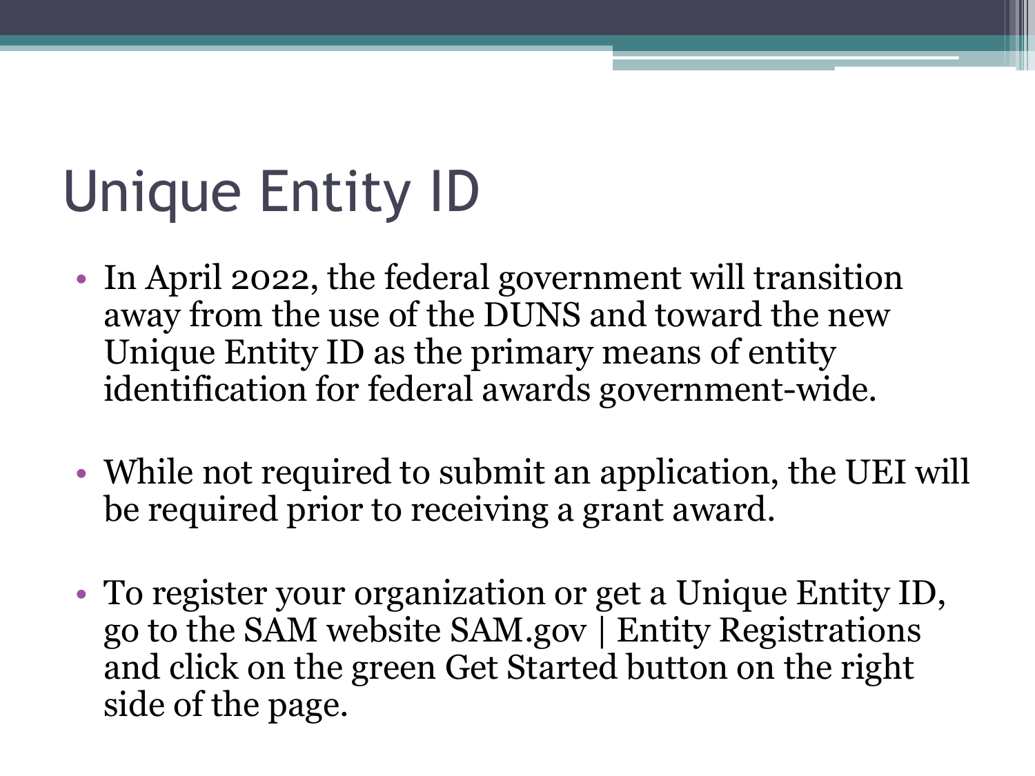# Unique Entity ID

- In April 2022, the federal government will transition away from the use of the DUNS and toward the new Unique Entity ID as the primary means of entity identification for federal awards government-wide.

- While not required to submit an application, the UEI will be required prior to receiving a grant award.

- To register your organization or get a Unique Entity ID, go to the SAM website SAM.gov | Entity Registrations and click on the green Get Started button on the right side of the page.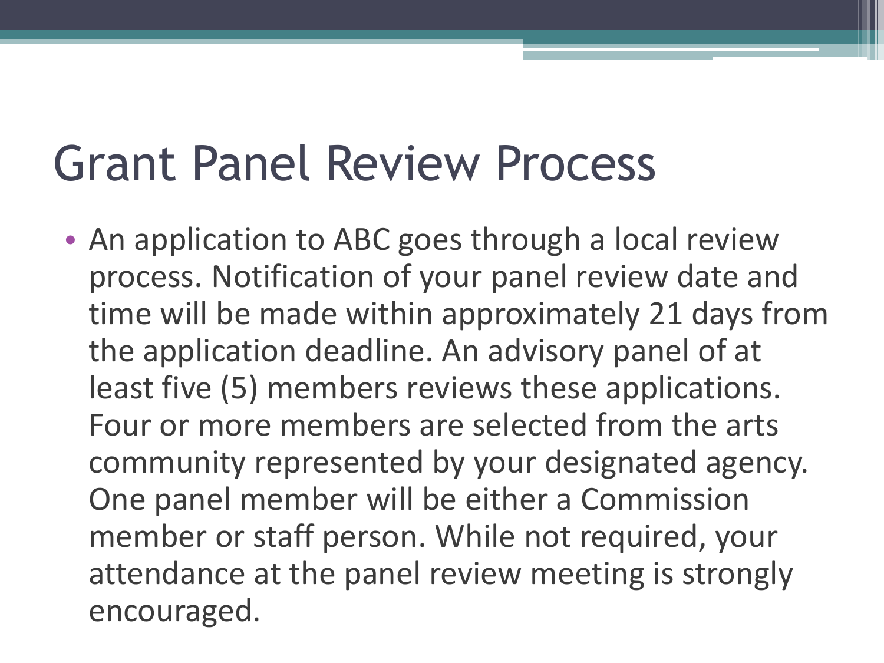# Grant Panel Review Process

- An application to ABC goes through a local review process. Notification of your panel review date and time will be made within approximately 21 days from the application deadline. An advisory panel of at least five (5) members reviews these applications. Four or more members are selected from the arts community represented by your designated agency. One panel member will be either a Commission member or staff person. While not required, your attendance at the panel review meeting is strongly encouraged.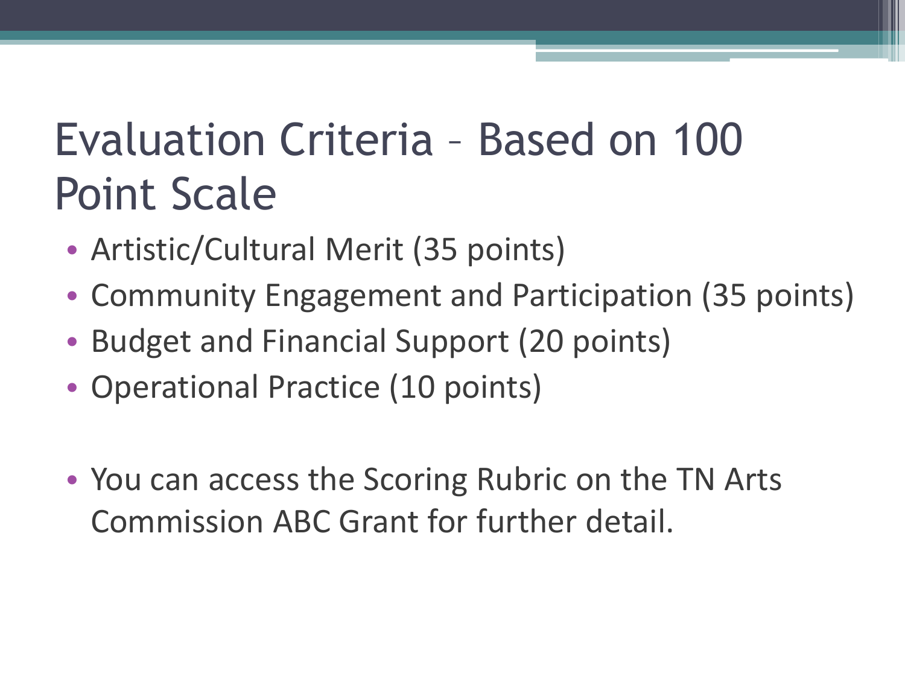# Evaluation Criteria – Based on 100 Point Scale

- Artistic/Cultural Merit (35 points)
- Community Engagement and Participation (35 points)
- Budget and Financial Support (20 points)
- Operational Practice (10 points)

- You can access the Scoring Rubric on the TN Arts Commission ABC Grant for further detail.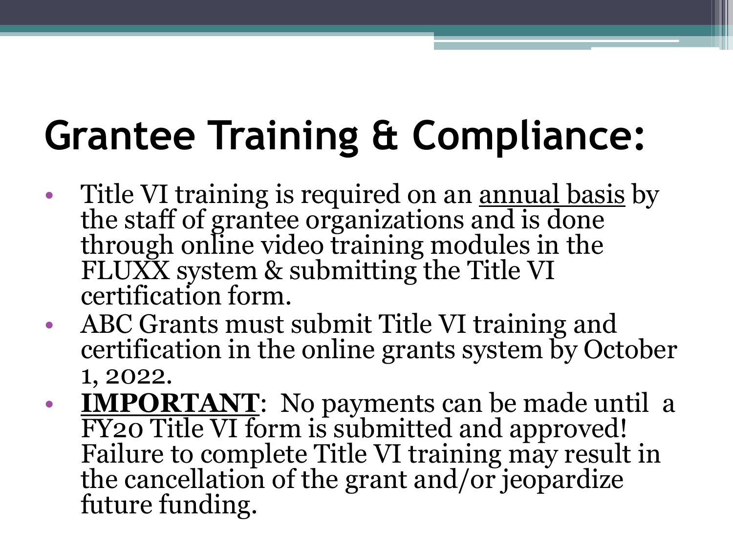# Grantee Training & Compliance:

- Title VI training is required on an <u>annual basis</u> by the staff of grantee organizations and is done through online video training modules in the FLUXX system & submitting the Title VI certification form.
- ABC Grants must submit Title VI training and certification in the online grants system by October 1, 2022.
- **<u>IMPORTANT</u>**: No payments can be made until a FY20 Title VI form is submitted and approved! Failure to complete Title VI training may result in the cancellation of the grant and/or jeopardize future funding.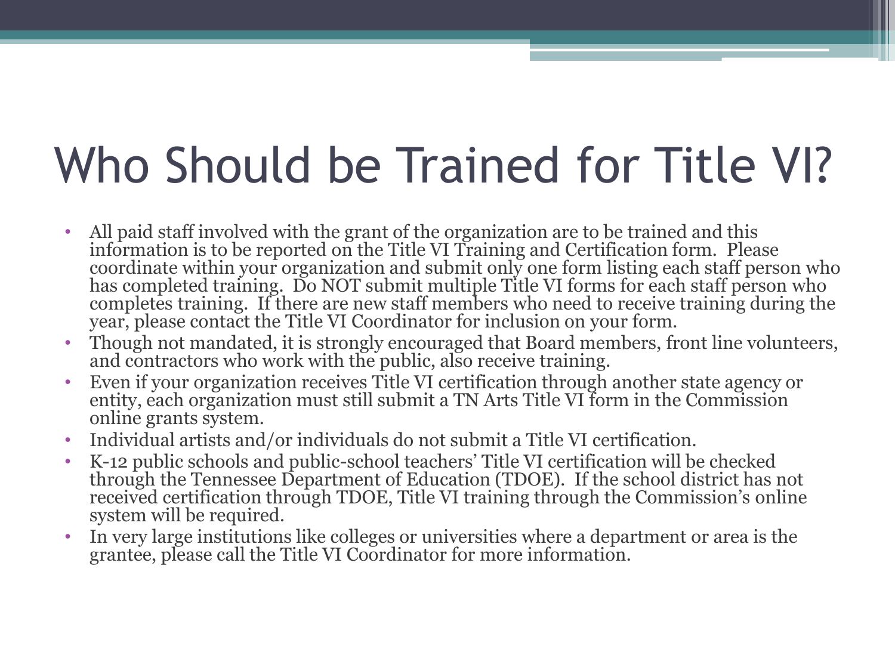# Who Should be Trained for Title VI?

- All paid staff involved with the grant of the organization are to be trained and this information is to be reported on the Title VI Training and Certification form. Please coordinate within your organization and submit only one form listing each staff person who has completed training. Do NOT submit multiple Title VI forms for each staff person who completes training. If there are new staff members who need to receive training during the year, please contact the Title VI Coordinator for inclusion on your form.
- Though not mandated, it is strongly encouraged that Board members, front line volunteers, and contractors who work with the public, also receive training.
- Even if your organization receives Title VI certification through another state agency or entity, each organization must still submit a TN Arts Title VI form in the Commission online grants system.
- Individual artists and/or individuals do not submit a Title VI certification.
- K-12 public schools and public-school teachers' Title VI certification will be checked through the Tennessee Department of Education (TDOE). If the school district has not received certification through TDOE, Title VI training through the Commission's online system will be required.
- In very large institutions like colleges or universities where a department or area is the grantee, please call the Title VI Coordinator for more information.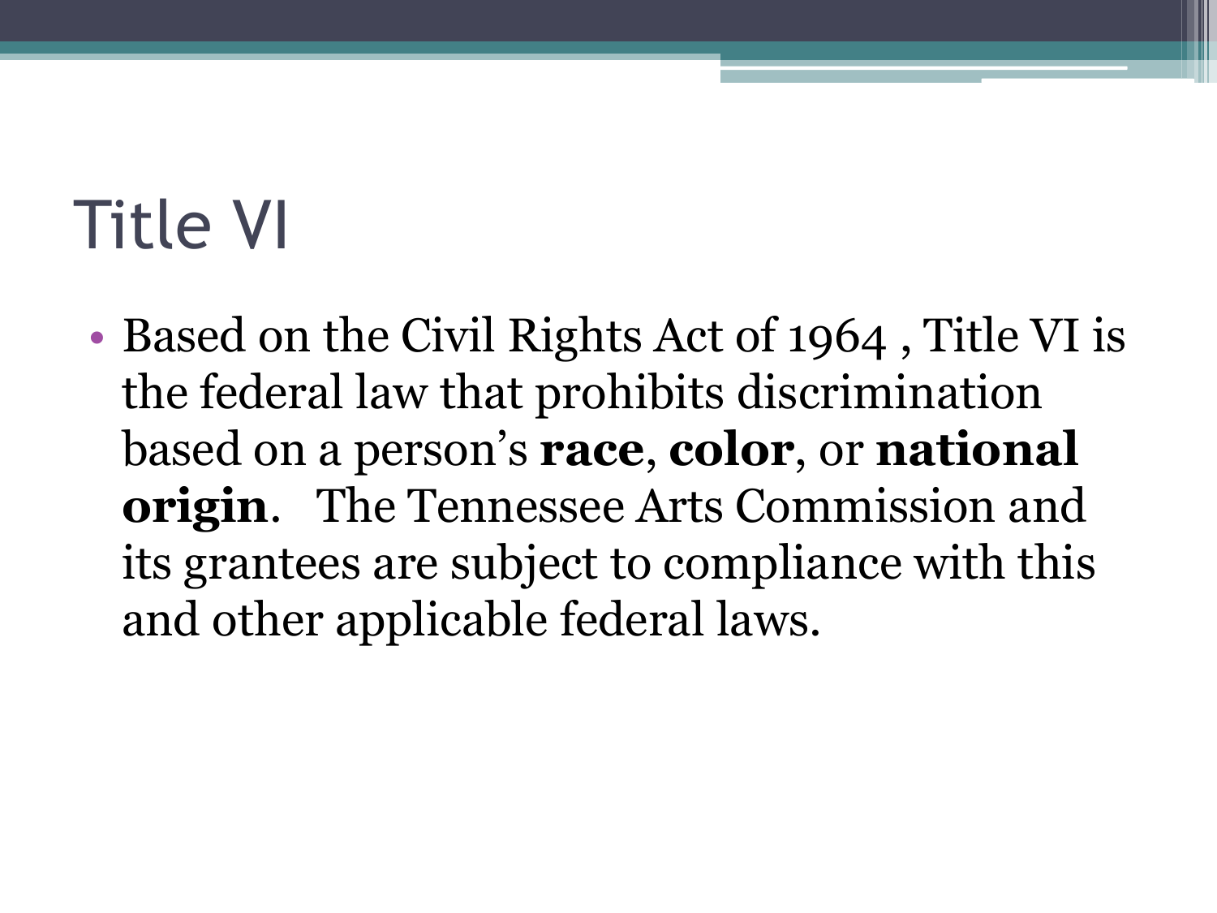# Title VI

- Based on the Civil Rights Act of 1964 , Title VI is the federal law that prohibits discrimination based on a person's **race**, **color**, or **national origin**. The Tennessee Arts Commission and its grantees are subject to compliance with this and other applicable federal laws.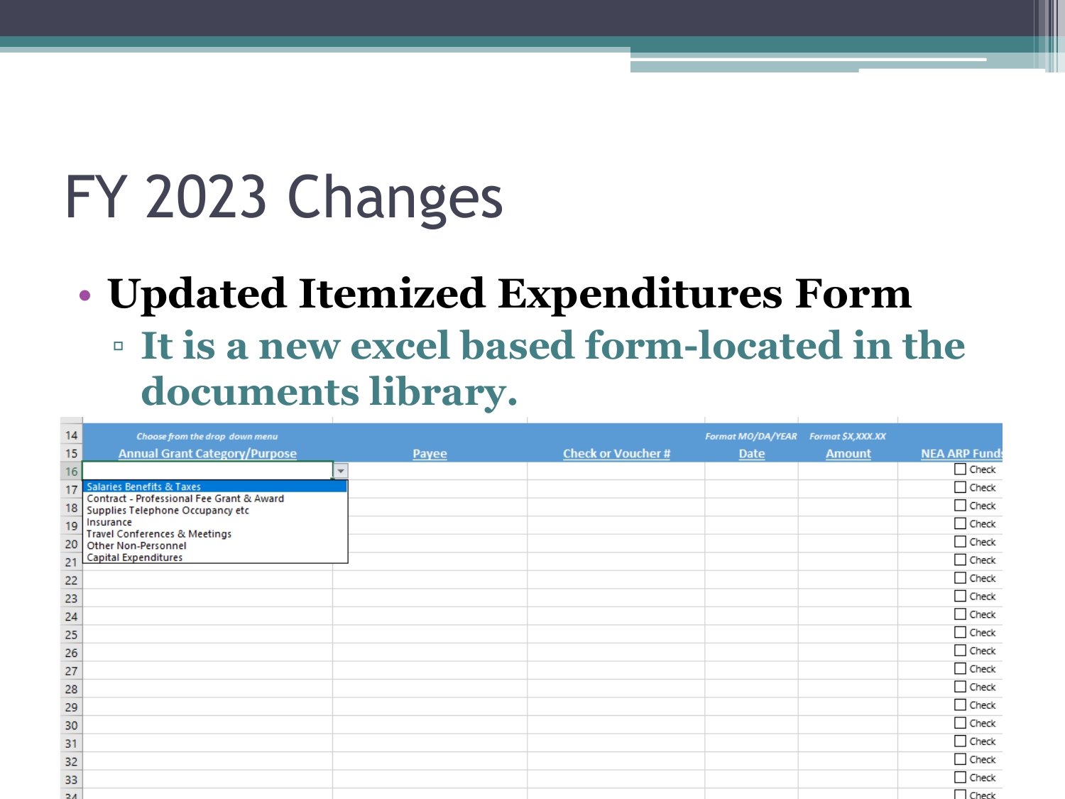# FY 2023 Changes

- **Updated Itemized Expenditures Form**
  - **It is a new excel based form-located in the documents library.**

| | Choose from the drop down menu | | | Format MO/DA/YEAR | Format $X,XXX.XX | |
|---|---|---|---|---|---|---|
| 15 | Annual Grant Category/Purpose | Payee | Check or Voucher # | Date | Amount | NEA ARP Fund |
| 16 | | | | | | ☐ Check |
| 17 | Salaries Benefits & Taxes | | | | | ☐ Check |
| 18 | Contract - Professional Fee Grant & Award | | | | | ☐ Check |
| 19 | Supplies Telephone Occupancy etc | | | | | ☐ Check |
| 20 | Insurance | | | | | ☐ Check |
| 21 | Travel Conferences & Meetings | | | | | ☐ Check |
| 22 | Other Non-Personnel | | | | | ☐ Check |
| 23 | Capital Expenditures | | | | | ☐ Check |
| 24 | | | | | | ☐ Check |
| 25 | | | | | | ☐ Check |
| 26 | | | | | | ☐ Check |
| 27 | | | | | | ☐ Check |
| 28 | | | | | | ☐ Check |
| 29 | | | | | | ☐ Check |
| 30 | | | | | | ☐ Check |
| 31 | | | | | | ☐ Check |
| 32 | | | | | | ☐ Check |
| 33 | | | | | | ☐ Check |
| 34 | | | | | | ☐ Check |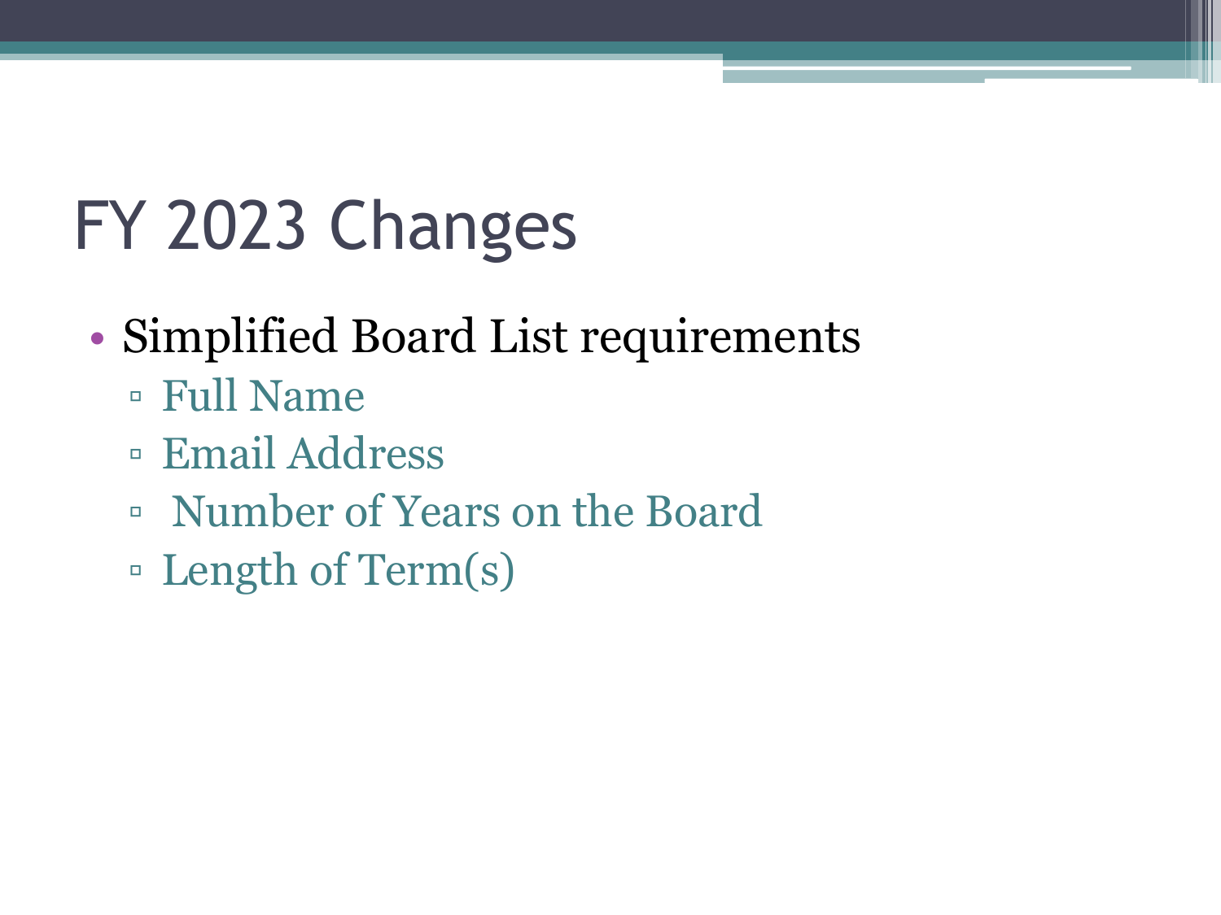# FY 2023 Changes

- Simplified Board List requirements
  - Full Name
  - Email Address
  - Number of Years on the Board
  - Length of Term(s)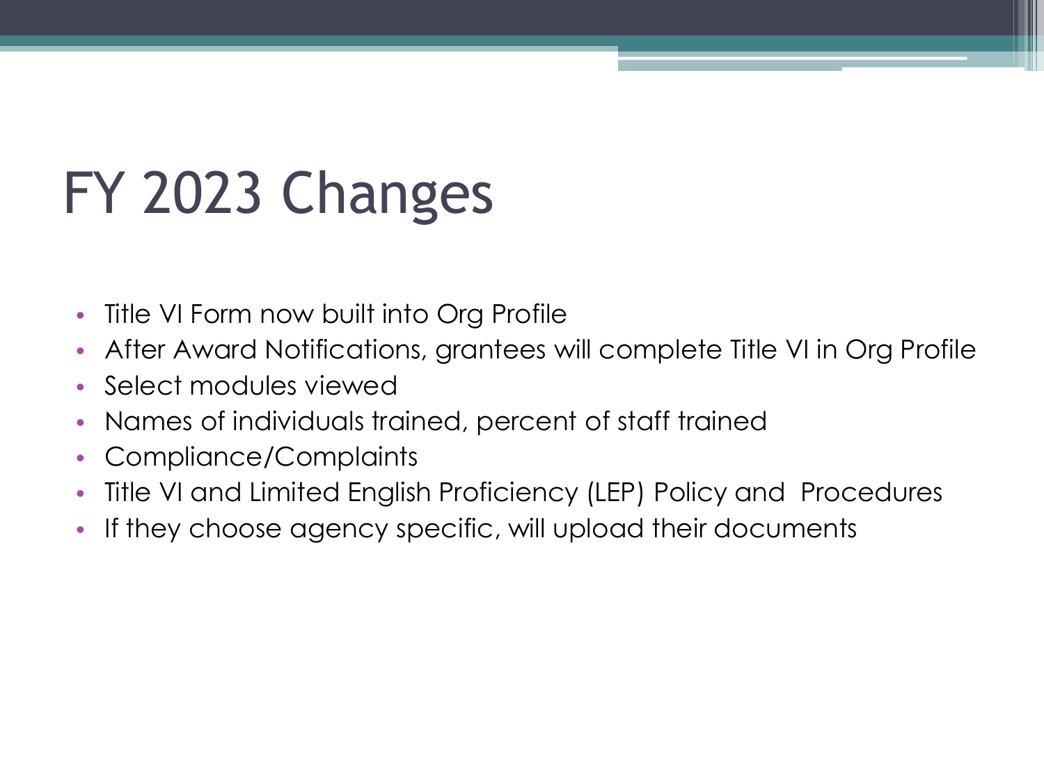# FY 2023 Changes

- Title VI Form now built into Org Profile
- After Award Notifications, grantees will complete Title VI in Org Profile
- Select modules viewed
- Names of individuals trained, percent of staff trained
- Compliance/Complaints
- Title VI and Limited English Proficiency (LEP) Policy and Procedures
- If they choose agency specific, will upload their documents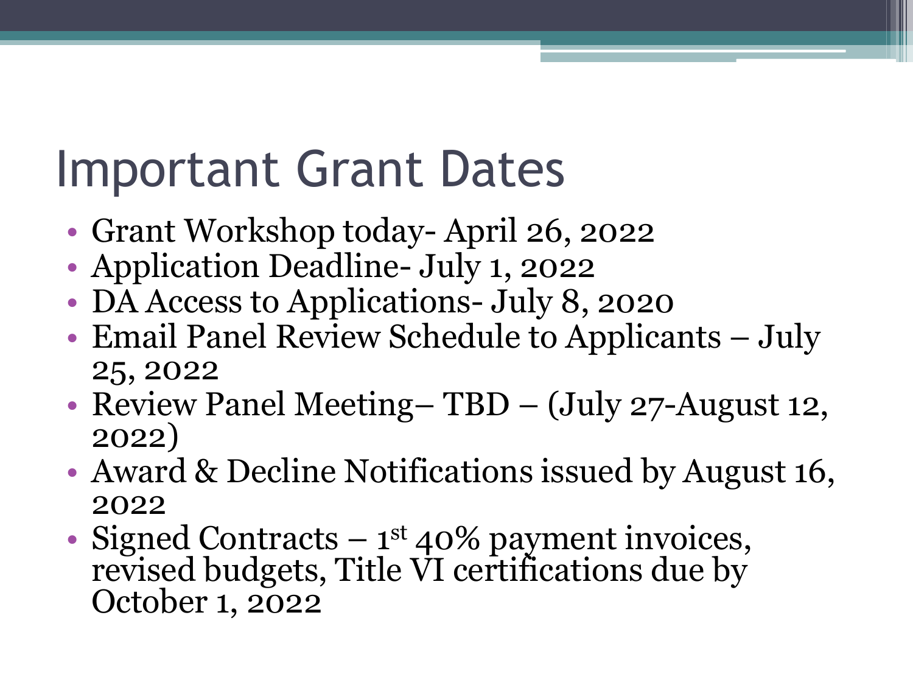# Important Grant Dates

- Grant Workshop today- April 26, 2022
- Application Deadline- July 1, 2022
- DA Access to Applications- July 8, 2020
- Email Panel Review Schedule to Applicants – July 25, 2022
- Review Panel Meeting– TBD – (July 27-August 12, 2022)
- Award & Decline Notifications issued by August 16, 2022
- Signed Contracts – 1st 40% payment invoices, revised budgets, Title VI certifications due by October 1, 2022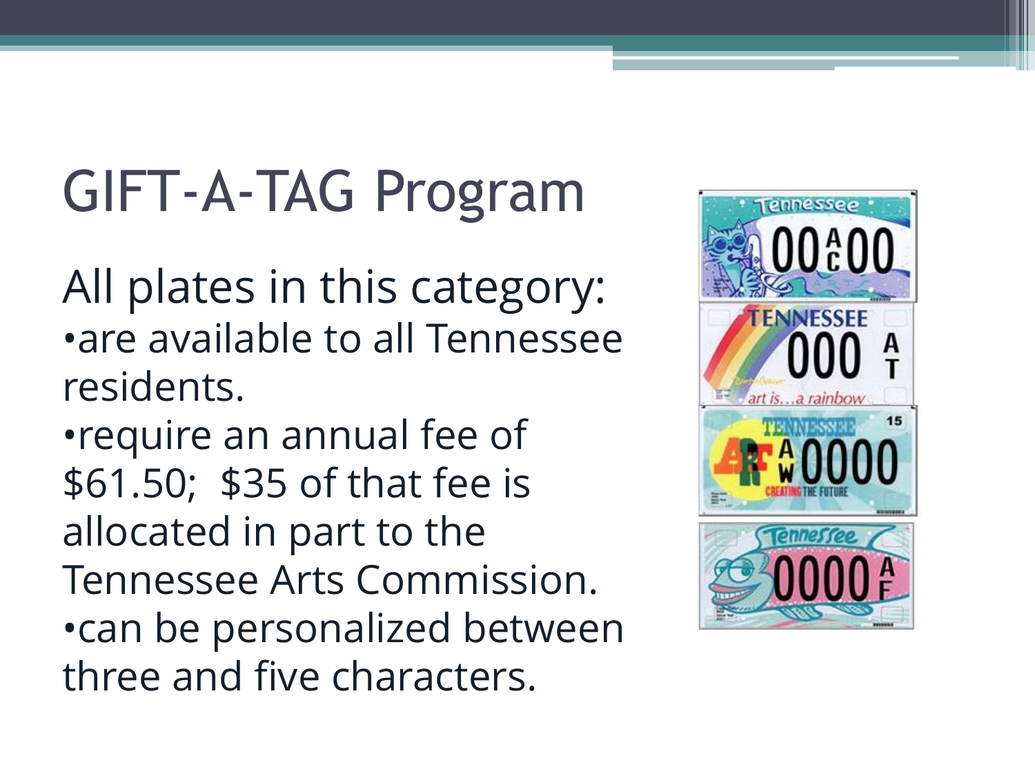# GIFT-A-TAG Program

All plates in this category:

- are available to all Tennessee residents.
- require an annual fee of $61.50; $35 of that fee is allocated in part to the Tennessee Arts Commission.
- can be personalized between three and five characters.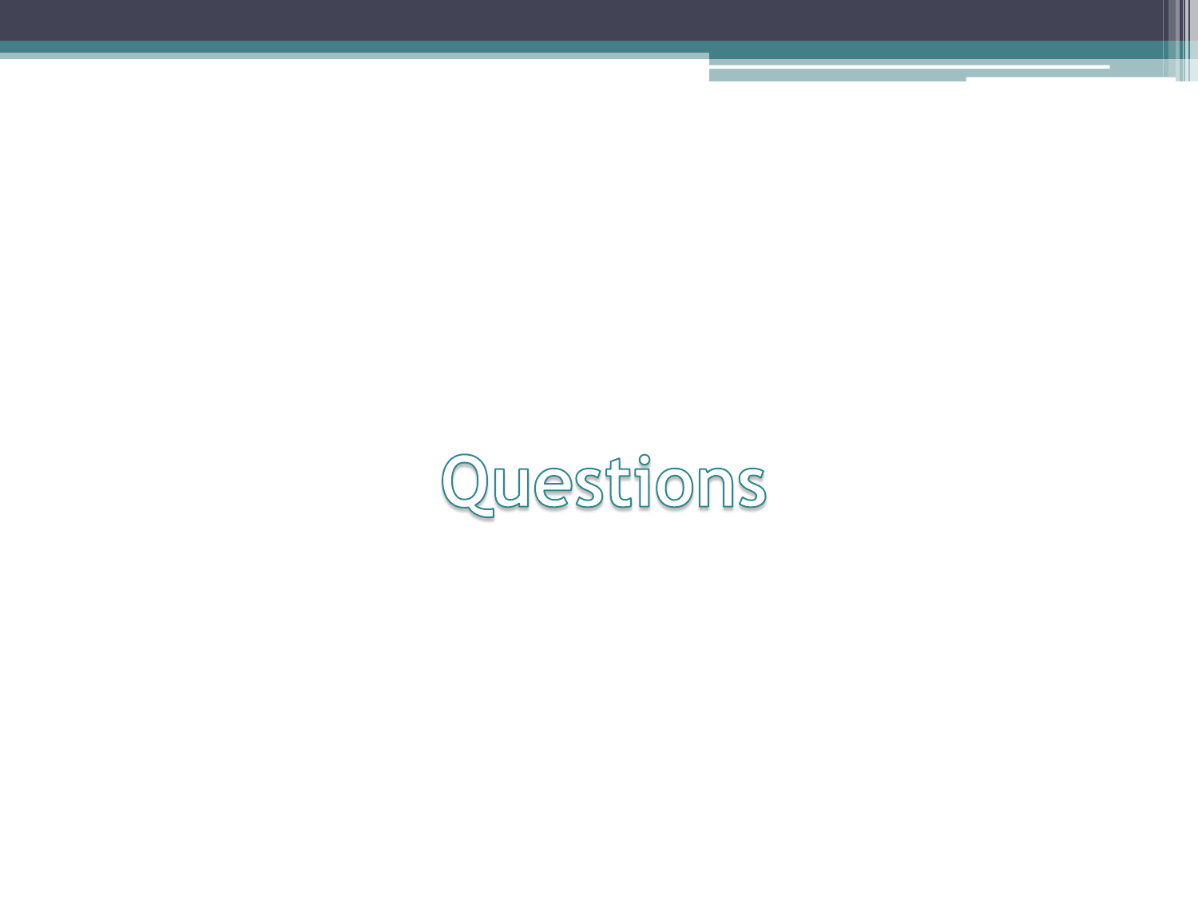# Questions